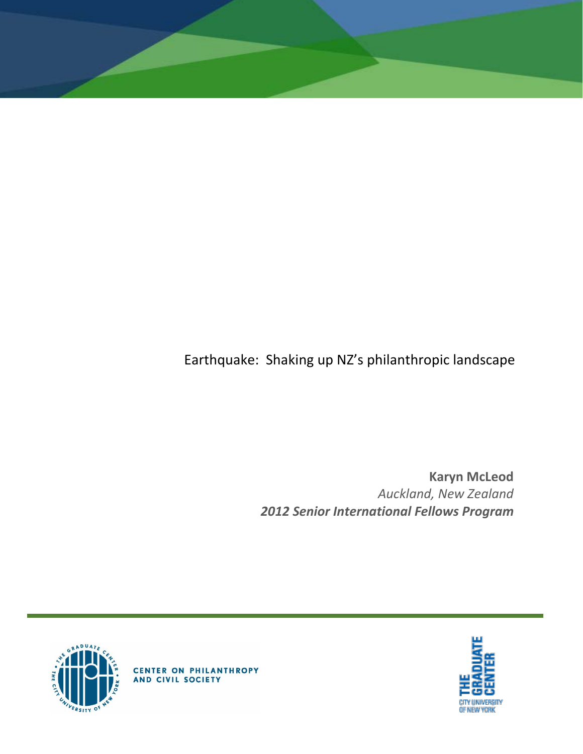# Earthquake: Shaking up NZ's philanthropic landscape

**Karyn McLeod**
*Auckland, New Zealand*
***2012 Senior International Fellows Program***

CENTER ON PHILANTHROPY AND CIVIL SOCIETY

THE GRADUATE CENTER
CITY UNIVERSITY OF NEW YORK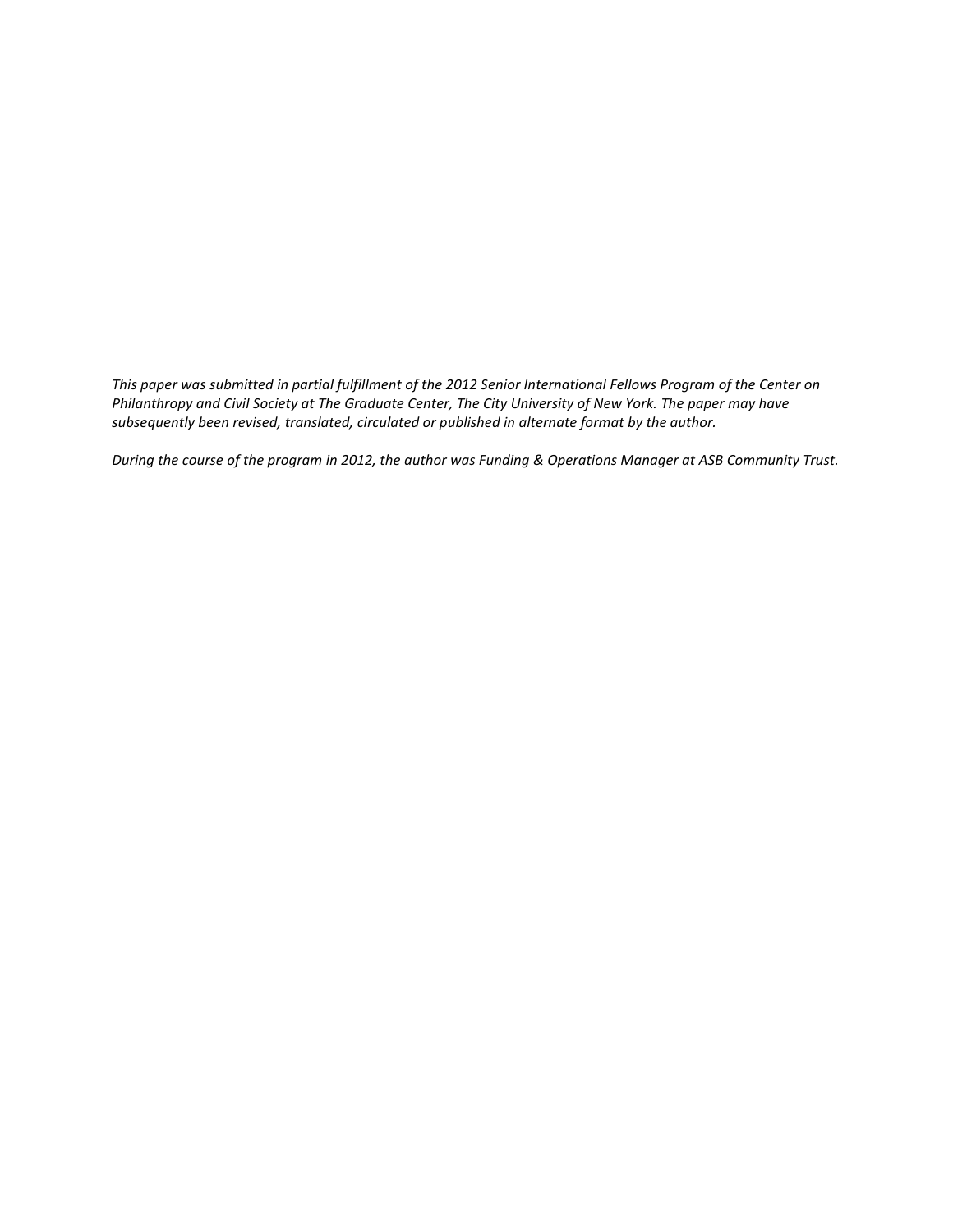*This paper was submitted in partial fulfillment of the 2012 Senior International Fellows Program of the Center on Philanthropy and Civil Society at The Graduate Center, The City University of New York. The paper may have subsequently been revised, translated, circulated or published in alternate format by the author.*

*During the course of the program in 2012, the author was Funding & Operations Manager at ASB Community Trust.*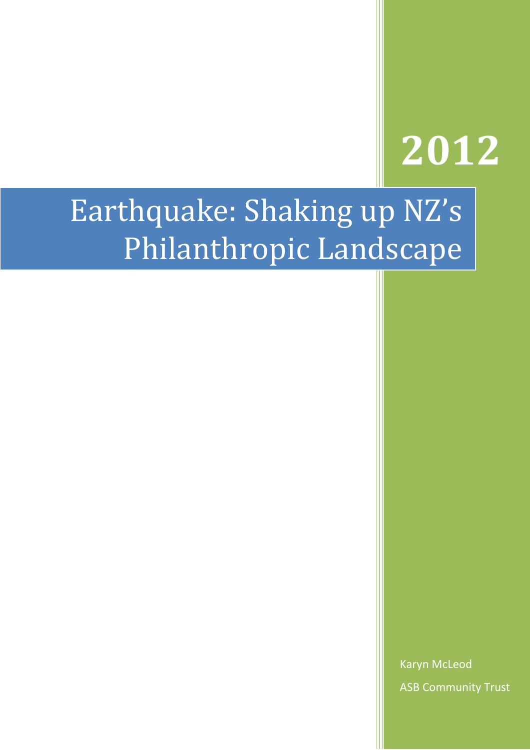# 2012

# Earthquake: Shaking up NZ's Philanthropic Landscape

Karyn McLeod

ASB Community Trust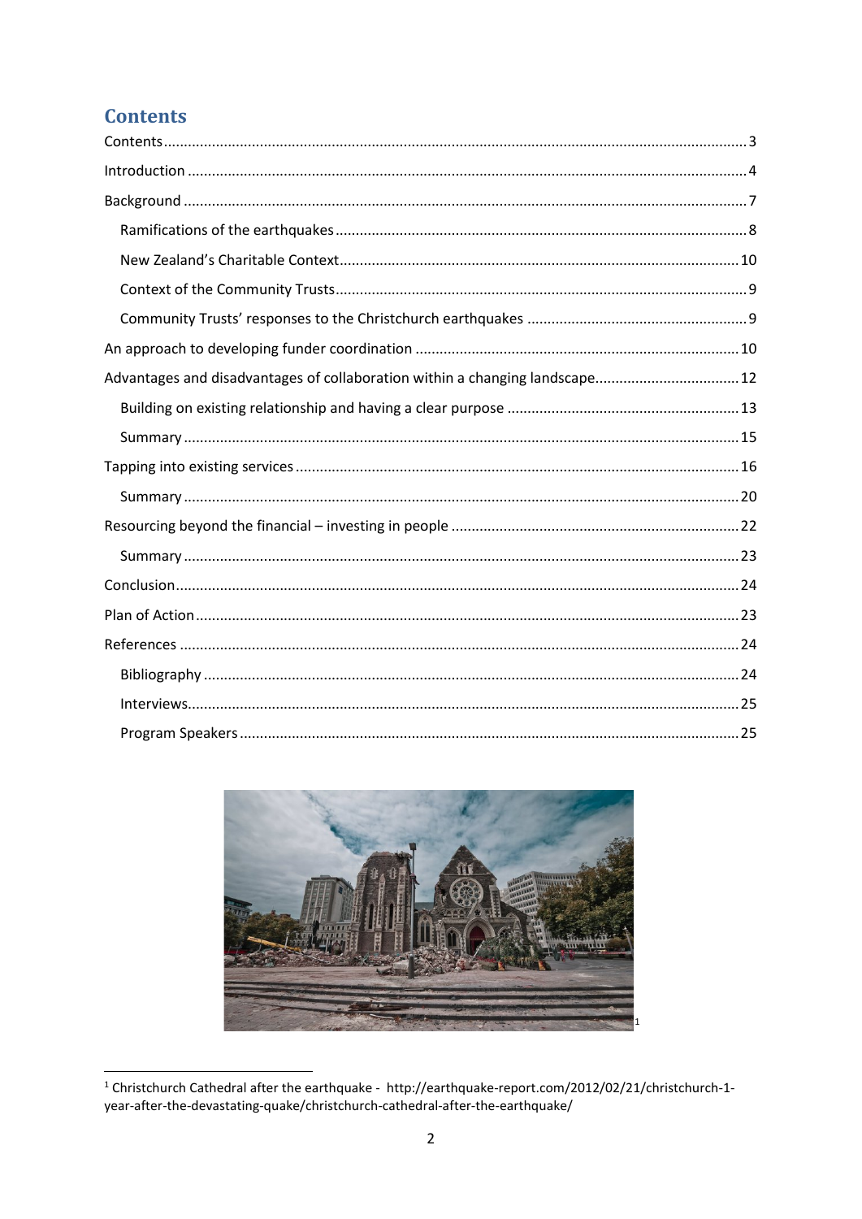## Contents

- Contents ............ 3
- Introduction ............ 4
- Background ............ 7
  - Ramifications of the earthquakes ............ 8
  - New Zealand's Charitable Context ............ 10
  - Context of the Community Trusts ............ 9
  - Community Trusts' responses to the Christchurch earthquakes ............ 9
- An approach to developing funder coordination ............ 10
- Advantages and disadvantages of collaboration within a changing landscape ............ 12
  - Building on existing relationship and having a clear purpose ............ 13
  - Summary ............ 15
- Tapping into existing services ............ 16
  - Summary ............ 20
- Resourcing beyond the financial – investing in people ............ 22
  - Summary ............ 23
- Conclusion ............ 24
- Plan of Action ............ 23
- References ............ 24
  - Bibliography ............ 24
  - Interviews ............ 25
  - Program Speakers ............ 25

[1]

[1] Christchurch Cathedral after the earthquake - http://earthquake-report.com/2012/02/21/christchurch-1-year-after-the-devastating-quake/christchurch-cathedral-after-the-earthquake/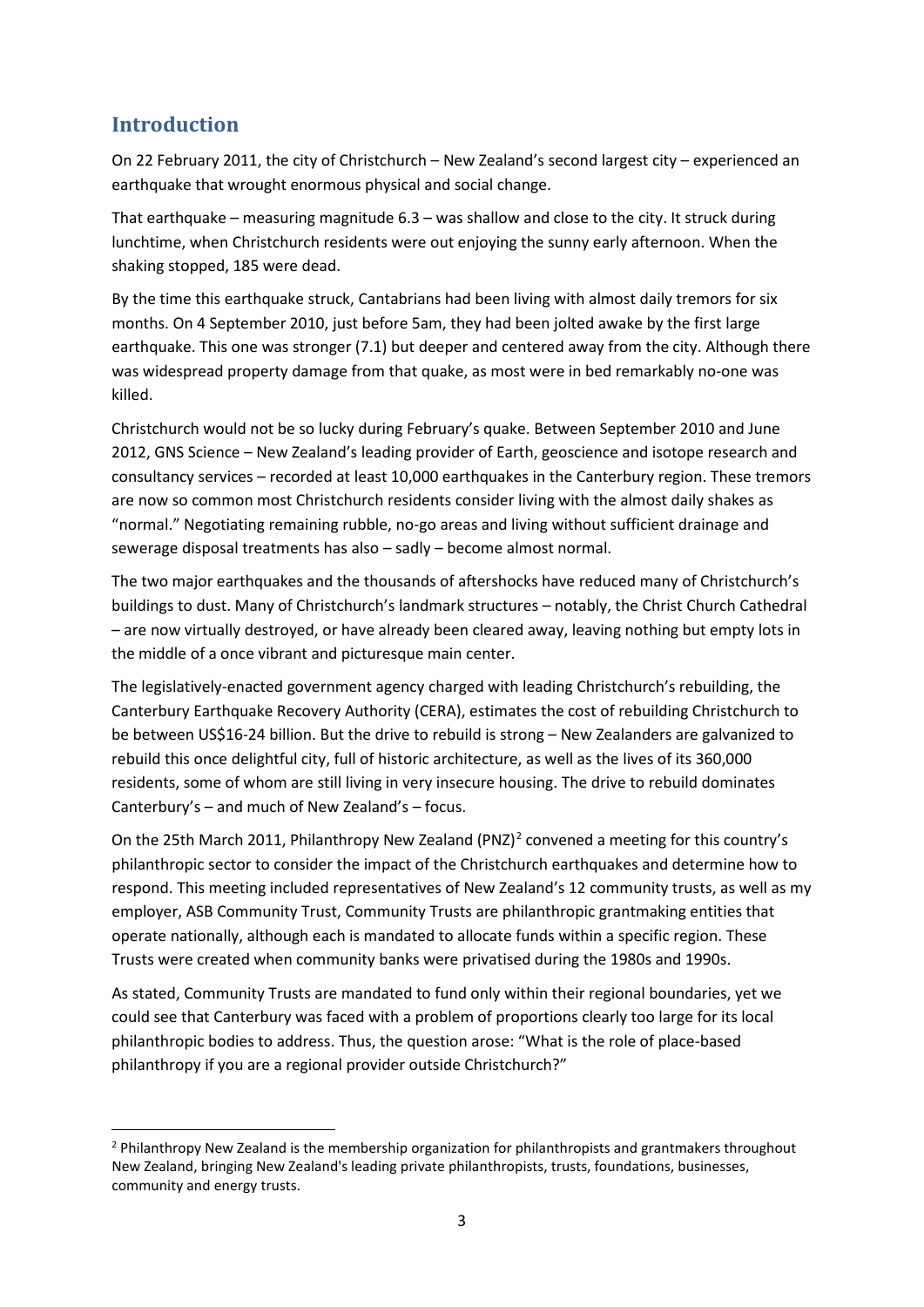## Introduction

On 22 February 2011, the city of Christchurch – New Zealand's second largest city – experienced an earthquake that wrought enormous physical and social change.

That earthquake – measuring magnitude 6.3 – was shallow and close to the city. It struck during lunchtime, when Christchurch residents were out enjoying the sunny early afternoon. When the shaking stopped, 185 were dead.

By the time this earthquake struck, Cantabrians had been living with almost daily tremors for six months. On 4 September 2010, just before 5am, they had been jolted awake by the first large earthquake. This one was stronger (7.1) but deeper and centered away from the city. Although there was widespread property damage from that quake, as most were in bed remarkably no-one was killed.

Christchurch would not be so lucky during February's quake. Between September 2010 and June 2012, GNS Science – New Zealand's leading provider of Earth, geoscience and isotope research and consultancy services – recorded at least 10,000 earthquakes in the Canterbury region. These tremors are now so common most Christchurch residents consider living with the almost daily shakes as "normal." Negotiating remaining rubble, no-go areas and living without sufficient drainage and sewerage disposal treatments has also – sadly – become almost normal.

The two major earthquakes and the thousands of aftershocks have reduced many of Christchurch's buildings to dust. Many of Christchurch's landmark structures – notably, the Christ Church Cathedral – are now virtually destroyed, or have already been cleared away, leaving nothing but empty lots in the middle of a once vibrant and picturesque main center.

The legislatively-enacted government agency charged with leading Christchurch's rebuilding, the Canterbury Earthquake Recovery Authority (CERA), estimates the cost of rebuilding Christchurch to be between US$16-24 billion. But the drive to rebuild is strong – New Zealanders are galvanized to rebuild this once delightful city, full of historic architecture, as well as the lives of its 360,000 residents, some of whom are still living in very insecure housing. The drive to rebuild dominates Canterbury's – and much of New Zealand's – focus.

On the 25th March 2011, Philanthropy New Zealand (PNZ)[2] convened a meeting for this country's philanthropic sector to consider the impact of the Christchurch earthquakes and determine how to respond. This meeting included representatives of New Zealand's 12 community trusts, as well as my employer, ASB Community Trust, Community Trusts are philanthropic grantmaking entities that operate nationally, although each is mandated to allocate funds within a specific region. These Trusts were created when community banks were privatised during the 1980s and 1990s.

As stated, Community Trusts are mandated to fund only within their regional boundaries, yet we could see that Canterbury was faced with a problem of proportions clearly too large for its local philanthropic bodies to address. Thus, the question arose: "What is the role of place-based philanthropy if you are a regional provider outside Christchurch?"

[2] Philanthropy New Zealand is the membership organization for philanthropists and grantmakers throughout New Zealand, bringing New Zealand's leading private philanthropists, trusts, foundations, businesses, community and energy trusts.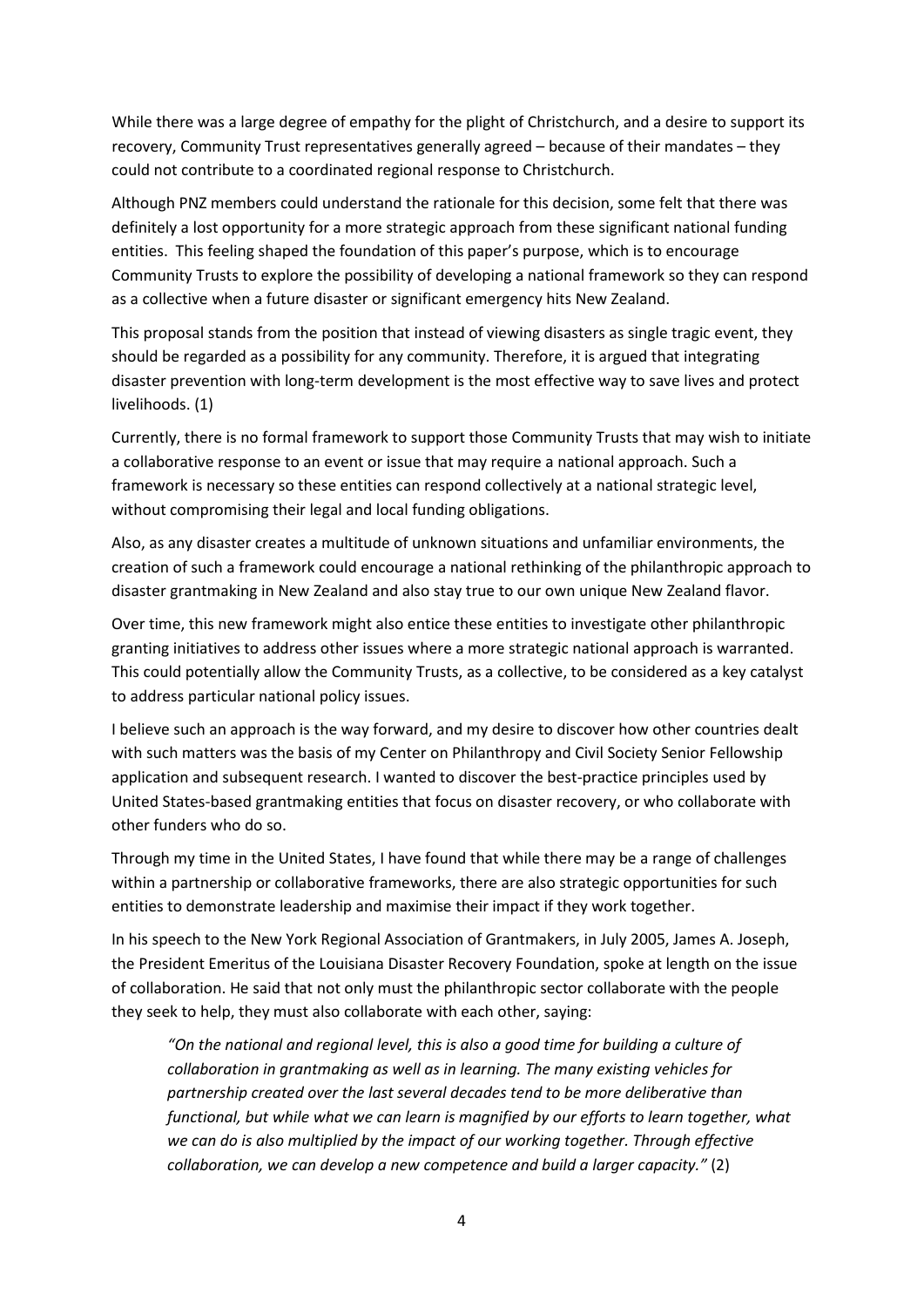While there was a large degree of empathy for the plight of Christchurch, and a desire to support its recovery, Community Trust representatives generally agreed – because of their mandates – they could not contribute to a coordinated regional response to Christchurch.

Although PNZ members could understand the rationale for this decision, some felt that there was definitely a lost opportunity for a more strategic approach from these significant national funding entities. This feeling shaped the foundation of this paper's purpose, which is to encourage Community Trusts to explore the possibility of developing a national framework so they can respond as a collective when a future disaster or significant emergency hits New Zealand.

This proposal stands from the position that instead of viewing disasters as single tragic event, they should be regarded as a possibility for any community. Therefore, it is argued that integrating disaster prevention with long-term development is the most effective way to save lives and protect livelihoods. (1)

Currently, there is no formal framework to support those Community Trusts that may wish to initiate a collaborative response to an event or issue that may require a national approach. Such a framework is necessary so these entities can respond collectively at a national strategic level, without compromising their legal and local funding obligations.

Also, as any disaster creates a multitude of unknown situations and unfamiliar environments, the creation of such a framework could encourage a national rethinking of the philanthropic approach to disaster grantmaking in New Zealand and also stay true to our own unique New Zealand flavor.

Over time, this new framework might also entice these entities to investigate other philanthropic granting initiatives to address other issues where a more strategic national approach is warranted. This could potentially allow the Community Trusts, as a collective, to be considered as a key catalyst to address particular national policy issues.

I believe such an approach is the way forward, and my desire to discover how other countries dealt with such matters was the basis of my Center on Philanthropy and Civil Society Senior Fellowship application and subsequent research. I wanted to discover the best-practice principles used by United States-based grantmaking entities that focus on disaster recovery, or who collaborate with other funders who do so.

Through my time in the United States, I have found that while there may be a range of challenges within a partnership or collaborative frameworks, there are also strategic opportunities for such entities to demonstrate leadership and maximise their impact if they work together.

In his speech to the New York Regional Association of Grantmakers, in July 2005, James A. Joseph, the President Emeritus of the Louisiana Disaster Recovery Foundation, spoke at length on the issue of collaboration. He said that not only must the philanthropic sector collaborate with the people they seek to help, they must also collaborate with each other, saying:

> *"On the national and regional level, this is also a good time for building a culture of collaboration in grantmaking as well as in learning. The many existing vehicles for partnership created over the last several decades tend to be more deliberative than functional, but while what we can learn is magnified by our efforts to learn together, what we can do is also multiplied by the impact of our working together. Through effective collaboration, we can develop a new competence and build a larger capacity."* (2)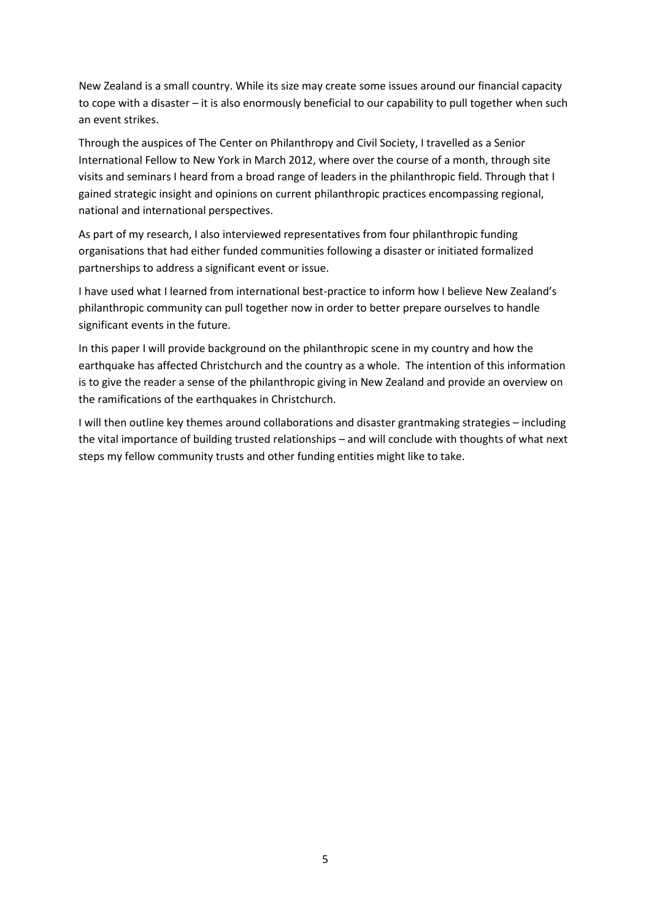New Zealand is a small country. While its size may create some issues around our financial capacity to cope with a disaster – it is also enormously beneficial to our capability to pull together when such an event strikes.

Through the auspices of The Center on Philanthropy and Civil Society, I travelled as a Senior International Fellow to New York in March 2012, where over the course of a month, through site visits and seminars I heard from a broad range of leaders in the philanthropic field. Through that I gained strategic insight and opinions on current philanthropic practices encompassing regional, national and international perspectives.

As part of my research, I also interviewed representatives from four philanthropic funding organisations that had either funded communities following a disaster or initiated formalized partnerships to address a significant event or issue.

I have used what I learned from international best-practice to inform how I believe New Zealand's philanthropic community can pull together now in order to better prepare ourselves to handle significant events in the future.

In this paper I will provide background on the philanthropic scene in my country and how the earthquake has affected Christchurch and the country as a whole. The intention of this information is to give the reader a sense of the philanthropic giving in New Zealand and provide an overview on the ramifications of the earthquakes in Christchurch.

I will then outline key themes around collaborations and disaster grantmaking strategies – including the vital importance of building trusted relationships – and will conclude with thoughts of what next steps my fellow community trusts and other funding entities might like to take.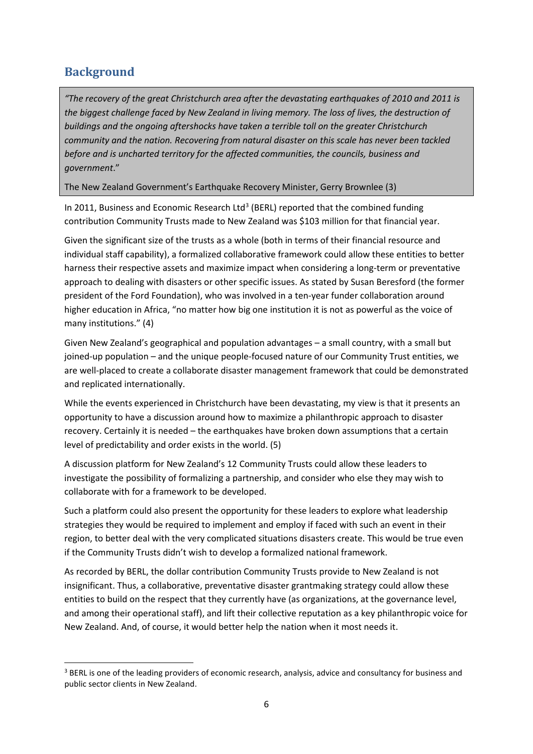## Background

> *"The recovery of the great Christchurch area after the devastating earthquakes of 2010 and 2011 is the biggest challenge faced by New Zealand in living memory. The loss of lives, the destruction of buildings and the ongoing aftershocks have taken a terrible toll on the greater Christchurch community and the nation. Recovering from natural disaster on this scale has never been tackled before and is uncharted territory for the affected communities, the councils, business and government.*"
>
> The New Zealand Government's Earthquake Recovery Minister, Gerry Brownlee (3)

In 2011, Business and Economic Research Ltd[3] (BERL) reported that the combined funding contribution Community Trusts made to New Zealand was $103 million for that financial year.

Given the significant size of the trusts as a whole (both in terms of their financial resource and individual staff capability), a formalized collaborative framework could allow these entities to better harness their respective assets and maximize impact when considering a long-term or preventative approach to dealing with disasters or other specific issues. As stated by Susan Beresford (the former president of the Ford Foundation), who was involved in a ten-year funder collaboration around higher education in Africa, "no matter how big one institution it is not as powerful as the voice of many institutions." (4)

Given New Zealand's geographical and population advantages – a small country, with a small but joined-up population – and the unique people-focused nature of our Community Trust entities, we are well-placed to create a collaborate disaster management framework that could be demonstrated and replicated internationally.

While the events experienced in Christchurch have been devastating, my view is that it presents an opportunity to have a discussion around how to maximize a philanthropic approach to disaster recovery. Certainly it is needed – the earthquakes have broken down assumptions that a certain level of predictability and order exists in the world. (5)

A discussion platform for New Zealand's 12 Community Trusts could allow these leaders to investigate the possibility of formalizing a partnership, and consider who else they may wish to collaborate with for a framework to be developed.

Such a platform could also present the opportunity for these leaders to explore what leadership strategies they would be required to implement and employ if faced with such an event in their region, to better deal with the very complicated situations disasters create. This would be true even if the Community Trusts didn't wish to develop a formalized national framework.

As recorded by BERL, the dollar contribution Community Trusts provide to New Zealand is not insignificant. Thus, a collaborative, preventative disaster grantmaking strategy could allow these entities to build on the respect that they currently have (as organizations, at the governance level, and among their operational staff), and lift their collective reputation as a key philanthropic voice for New Zealand. And, of course, it would better help the nation when it most needs it.

---

[3] BERL is one of the leading providers of economic research, analysis, advice and consultancy for business and public sector clients in New Zealand.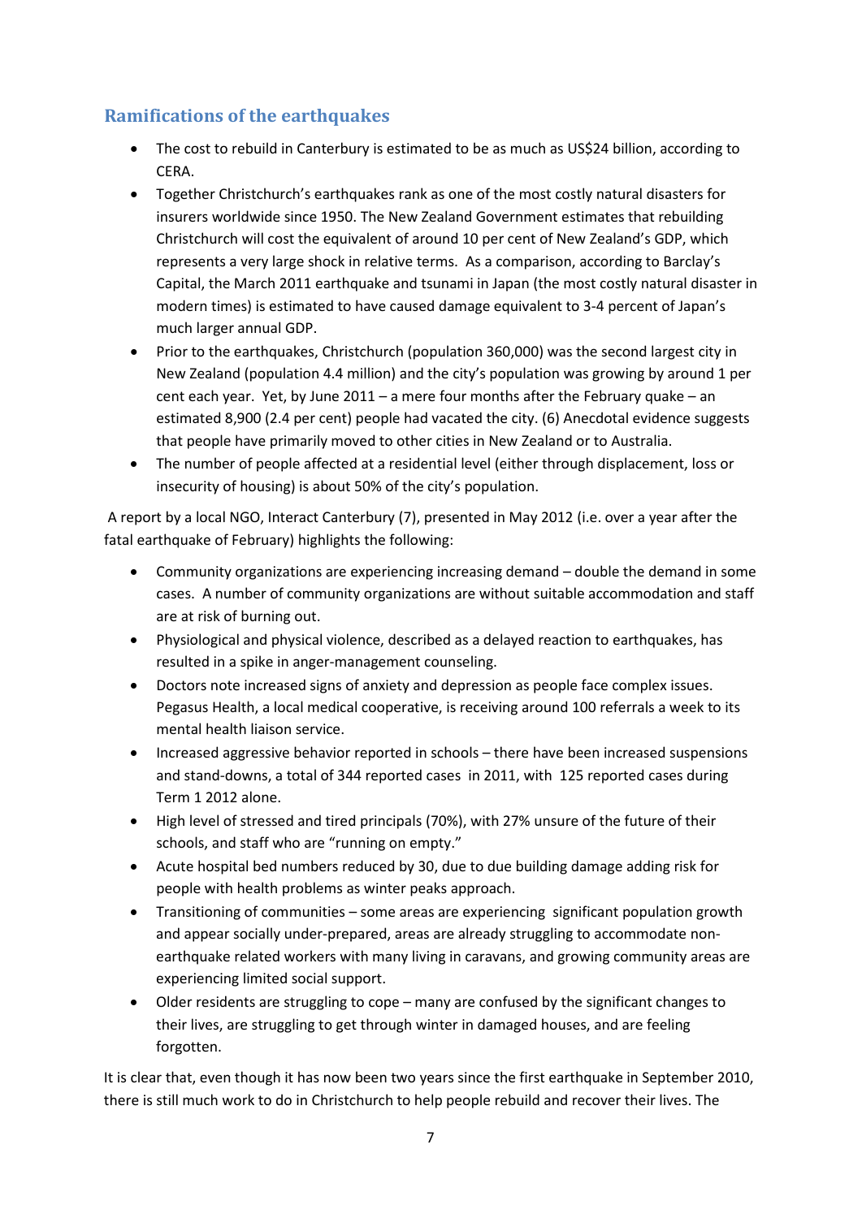## Ramifications of the earthquakes

- The cost to rebuild in Canterbury is estimated to be as much as US$24 billion, according to CERA.
- Together Christchurch's earthquakes rank as one of the most costly natural disasters for insurers worldwide since 1950. The New Zealand Government estimates that rebuilding Christchurch will cost the equivalent of around 10 per cent of New Zealand's GDP, which represents a very large shock in relative terms. As a comparison, according to Barclay's Capital, the March 2011 earthquake and tsunami in Japan (the most costly natural disaster in modern times) is estimated to have caused damage equivalent to 3-4 percent of Japan's much larger annual GDP.
- Prior to the earthquakes, Christchurch (population 360,000) was the second largest city in New Zealand (population 4.4 million) and the city's population was growing by around 1 per cent each year. Yet, by June 2011 – a mere four months after the February quake – an estimated 8,900 (2.4 per cent) people had vacated the city. (6) Anecdotal evidence suggests that people have primarily moved to other cities in New Zealand or to Australia.
- The number of people affected at a residential level (either through displacement, loss or insecurity of housing) is about 50% of the city's population.

A report by a local NGO, Interact Canterbury (7), presented in May 2012 (i.e. over a year after the fatal earthquake of February) highlights the following:

- Community organizations are experiencing increasing demand – double the demand in some cases. A number of community organizations are without suitable accommodation and staff are at risk of burning out.
- Physiological and physical violence, described as a delayed reaction to earthquakes, has resulted in a spike in anger-management counseling.
- Doctors note increased signs of anxiety and depression as people face complex issues. Pegasus Health, a local medical cooperative, is receiving around 100 referrals a week to its mental health liaison service.
- Increased aggressive behavior reported in schools – there have been increased suspensions and stand-downs, a total of 344 reported cases in 2011, with 125 reported cases during Term 1 2012 alone.
- High level of stressed and tired principals (70%), with 27% unsure of the future of their schools, and staff who are "running on empty."
- Acute hospital bed numbers reduced by 30, due to due building damage adding risk for people with health problems as winter peaks approach.
- Transitioning of communities – some areas are experiencing significant population growth and appear socially under-prepared, areas are already struggling to accommodate non-earthquake related workers with many living in caravans, and growing community areas are experiencing limited social support.
- Older residents are struggling to cope – many are confused by the significant changes to their lives, are struggling to get through winter in damaged houses, and are feeling forgotten.

It is clear that, even though it has now been two years since the first earthquake in September 2010, there is still much work to do in Christchurch to help people rebuild and recover their lives. The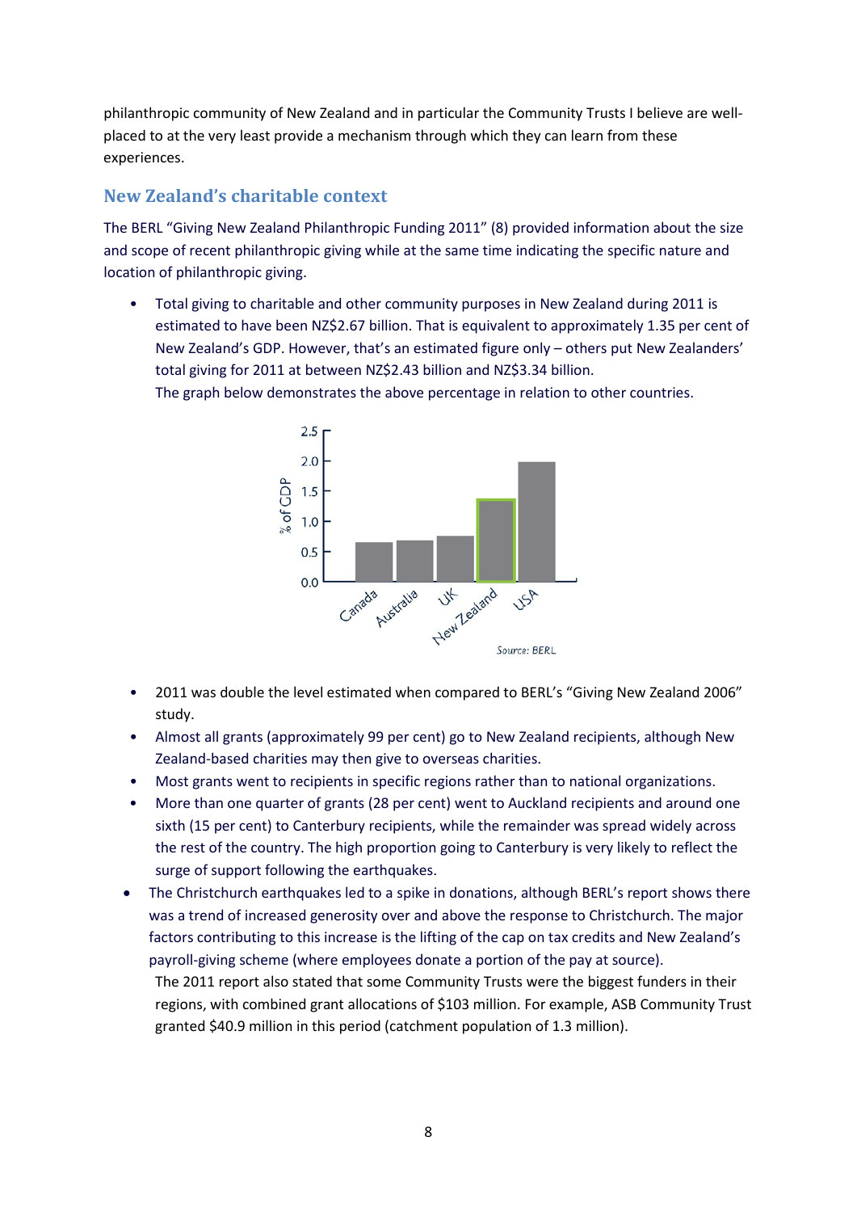philanthropic community of New Zealand and in particular the Community Trusts I believe are well-placed to at the very least provide a mechanism through which they can learn from these experiences.

## New Zealand's charitable context

The BERL "Giving New Zealand Philanthropic Funding 2011" (8) provided information about the size and scope of recent philanthropic giving while at the same time indicating the specific nature and location of philanthropic giving.

- Total giving to charitable and other community purposes in New Zealand during 2011 is estimated to have been NZ$2.67 billion. That is equivalent to approximately 1.35 per cent of New Zealand's GDP. However, that's an estimated figure only – others put New Zealanders' total giving for 2011 at between NZ$2.43 billion and NZ$3.34 billion.
  The graph below demonstrates the above percentage in relation to other countries.

Source: BERL

- 2011 was double the level estimated when compared to BERL's "Giving New Zealand 2006" study.
- Almost all grants (approximately 99 per cent) go to New Zealand recipients, although New Zealand-based charities may then give to overseas charities.
- Most grants went to recipients in specific regions rather than to national organizations.
- More than one quarter of grants (28 per cent) went to Auckland recipients and around one sixth (15 per cent) to Canterbury recipients, while the remainder was spread widely across the rest of the country. The high proportion going to Canterbury is very likely to reflect the surge of support following the earthquakes.
- The Christchurch earthquakes led to a spike in donations, although BERL's report shows there was a trend of increased generosity over and above the response to Christchurch. The major factors contributing to this increase is the lifting of the cap on tax credits and New Zealand's payroll-giving scheme (where employees donate a portion of the pay at source).
  The 2011 report also stated that some Community Trusts were the biggest funders in their regions, with combined grant allocations of $103 million. For example, ASB Community Trust granted $40.9 million in this period (catchment population of 1.3 million).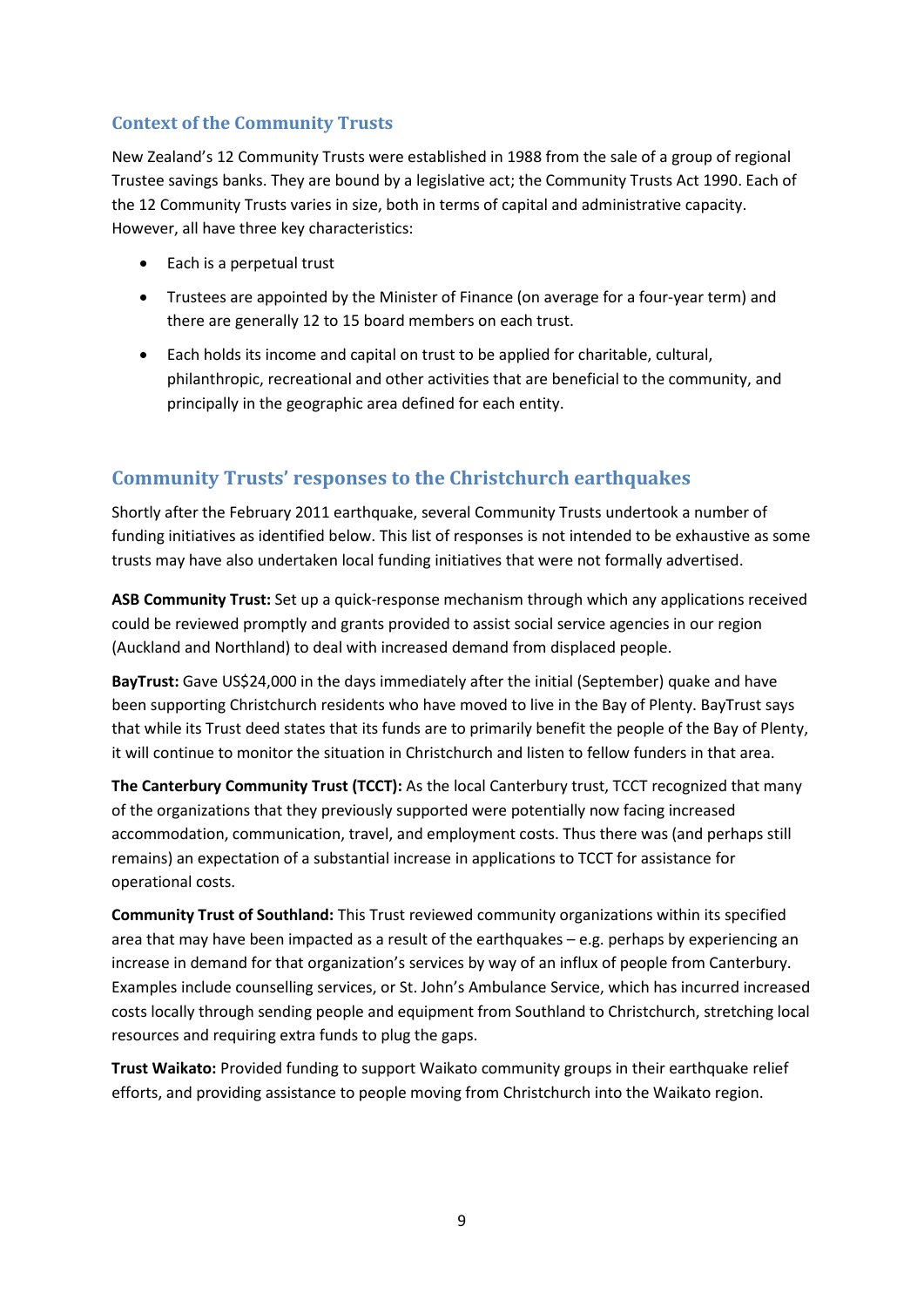## Context of the Community Trusts

New Zealand's 12 Community Trusts were established in 1988 from the sale of a group of regional Trustee savings banks. They are bound by a legislative act; the Community Trusts Act 1990. Each of the 12 Community Trusts varies in size, both in terms of capital and administrative capacity. However, all have three key characteristics:

- Each is a perpetual trust
- Trustees are appointed by the Minister of Finance (on average for a four-year term) and there are generally 12 to 15 board members on each trust.
- Each holds its income and capital on trust to be applied for charitable, cultural, philanthropic, recreational and other activities that are beneficial to the community, and principally in the geographic area defined for each entity.

## Community Trusts' responses to the Christchurch earthquakes

Shortly after the February 2011 earthquake, several Community Trusts undertook a number of funding initiatives as identified below. This list of responses is not intended to be exhaustive as some trusts may have also undertaken local funding initiatives that were not formally advertised.

**ASB Community Trust:** Set up a quick-response mechanism through which any applications received could be reviewed promptly and grants provided to assist social service agencies in our region (Auckland and Northland) to deal with increased demand from displaced people.

**BayTrust:** Gave US$24,000 in the days immediately after the initial (September) quake and have been supporting Christchurch residents who have moved to live in the Bay of Plenty. BayTrust says that while its Trust deed states that its funds are to primarily benefit the people of the Bay of Plenty, it will continue to monitor the situation in Christchurch and listen to fellow funders in that area.

**The Canterbury Community Trust (TCCT):** As the local Canterbury trust, TCCT recognized that many of the organizations that they previously supported were potentially now facing increased accommodation, communication, travel, and employment costs. Thus there was (and perhaps still remains) an expectation of a substantial increase in applications to TCCT for assistance for operational costs.

**Community Trust of Southland:** This Trust reviewed community organizations within its specified area that may have been impacted as a result of the earthquakes – e.g. perhaps by experiencing an increase in demand for that organization's services by way of an influx of people from Canterbury. Examples include counselling services, or St. John's Ambulance Service, which has incurred increased costs locally through sending people and equipment from Southland to Christchurch, stretching local resources and requiring extra funds to plug the gaps.

**Trust Waikato:** Provided funding to support Waikato community groups in their earthquake relief efforts, and providing assistance to people moving from Christchurch into the Waikato region.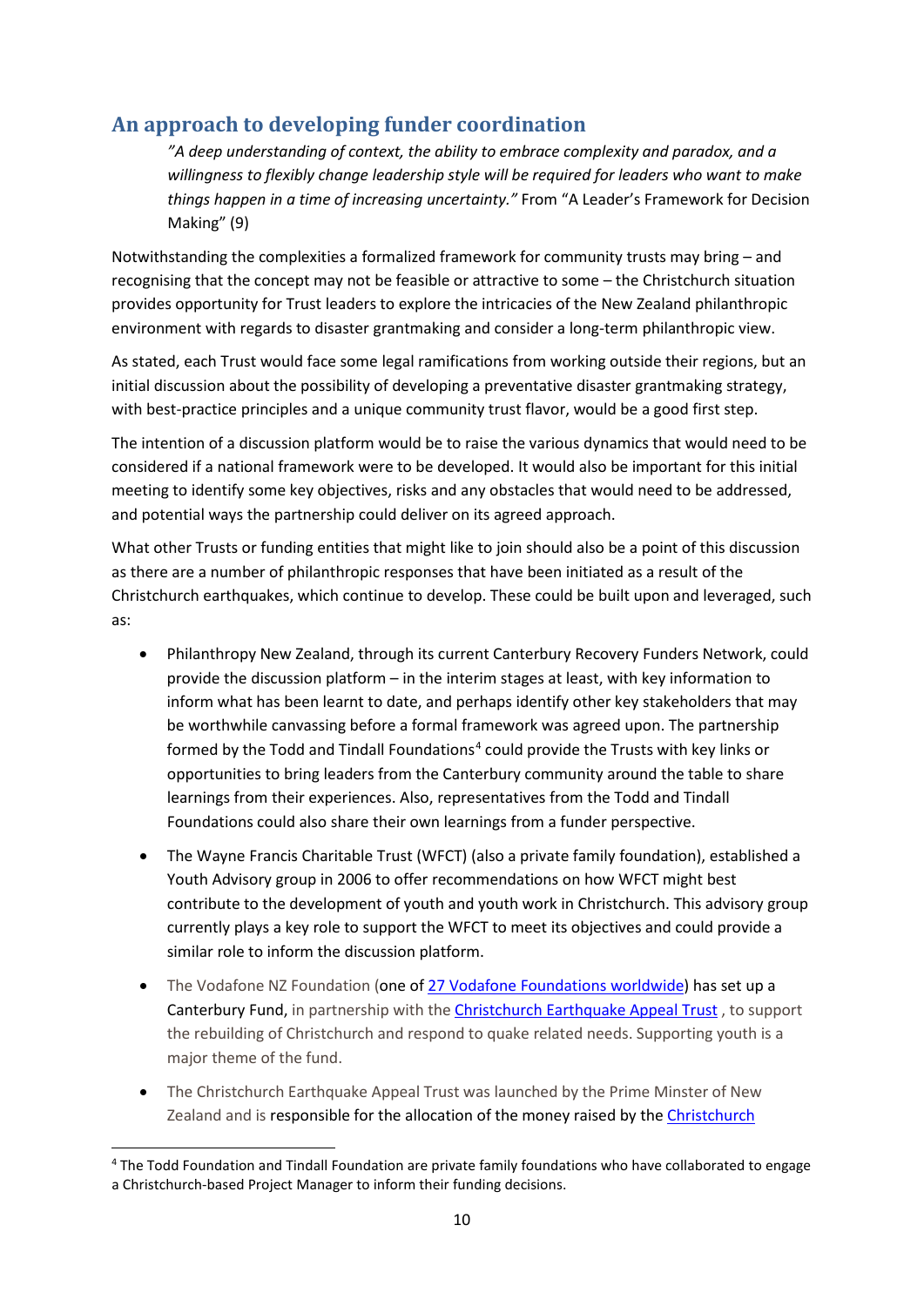## An approach to developing funder coordination

> *"A deep understanding of context, the ability to embrace complexity and paradox, and a willingness to flexibly change leadership style will be required for leaders who want to make things happen in a time of increasing uncertainty."* From "A Leader's Framework for Decision Making" (9)

Notwithstanding the complexities a formalized framework for community trusts may bring – and recognising that the concept may not be feasible or attractive to some – the Christchurch situation provides opportunity for Trust leaders to explore the intricacies of the New Zealand philanthropic environment with regards to disaster grantmaking and consider a long-term philanthropic view.

As stated, each Trust would face some legal ramifications from working outside their regions, but an initial discussion about the possibility of developing a preventative disaster grantmaking strategy, with best-practice principles and a unique community trust flavor, would be a good first step.

The intention of a discussion platform would be to raise the various dynamics that would need to be considered if a national framework were to be developed. It would also be important for this initial meeting to identify some key objectives, risks and any obstacles that would need to be addressed, and potential ways the partnership could deliver on its agreed approach.

What other Trusts or funding entities that might like to join should also be a point of this discussion as there are a number of philanthropic responses that have been initiated as a result of the Christchurch earthquakes, which continue to develop. These could be built upon and leveraged, such as:

- Philanthropy New Zealand, through its current Canterbury Recovery Funders Network, could provide the discussion platform – in the interim stages at least, with key information to inform what has been learnt to date, and perhaps identify other key stakeholders that may be worthwhile canvassing before a formal framework was agreed upon. The partnership formed by the Todd and Tindall Foundations[4] could provide the Trusts with key links or opportunities to bring leaders from the Canterbury community around the table to share learnings from their experiences. Also, representatives from the Todd and Tindall Foundations could also share their own learnings from a funder perspective.
- The Wayne Francis Charitable Trust (WFCT) (also a private family foundation), established a Youth Advisory group in 2006 to offer recommendations on how WFCT might best contribute to the development of youth and youth work in Christchurch. This advisory group currently plays a key role to support the WFCT to meet its objectives and could provide a similar role to inform the discussion platform.
- The Vodafone NZ Foundation (one of 27 Vodafone Foundations worldwide) has set up a Canterbury Fund, in partnership with the Christchurch Earthquake Appeal Trust , to support the rebuilding of Christchurch and respond to quake related needs. Supporting youth is a major theme of the fund.
- The Christchurch Earthquake Appeal Trust was launched by the Prime Minster of New Zealand and is responsible for the allocation of the money raised by the Christchurch

[4] The Todd Foundation and Tindall Foundation are private family foundations who have collaborated to engage a Christchurch-based Project Manager to inform their funding decisions.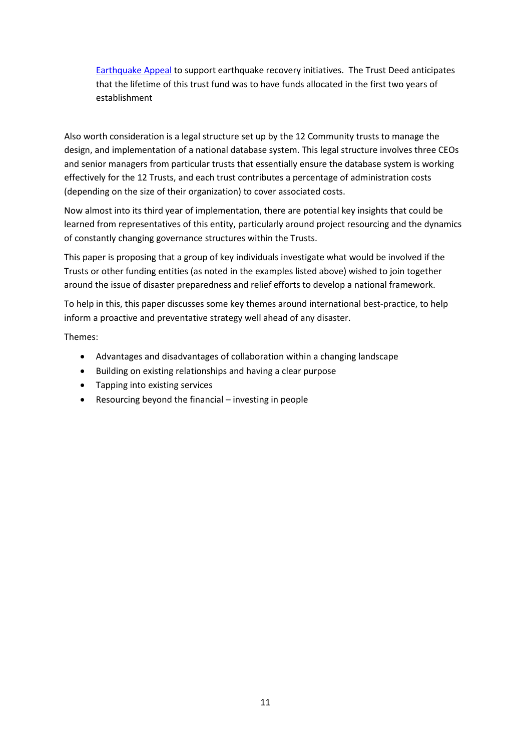Earthquake Appeal to support earthquake recovery initiatives. The Trust Deed anticipates that the lifetime of this trust fund was to have funds allocated in the first two years of establishment

Also worth consideration is a legal structure set up by the 12 Community trusts to manage the design, and implementation of a national database system. This legal structure involves three CEOs and senior managers from particular trusts that essentially ensure the database system is working effectively for the 12 Trusts, and each trust contributes a percentage of administration costs (depending on the size of their organization) to cover associated costs.

Now almost into its third year of implementation, there are potential key insights that could be learned from representatives of this entity, particularly around project resourcing and the dynamics of constantly changing governance structures within the Trusts.

This paper is proposing that a group of key individuals investigate what would be involved if the Trusts or other funding entities (as noted in the examples listed above) wished to join together around the issue of disaster preparedness and relief efforts to develop a national framework.

To help in this, this paper discusses some key themes around international best-practice, to help inform a proactive and preventative strategy well ahead of any disaster.

Themes:

- Advantages and disadvantages of collaboration within a changing landscape
- Building on existing relationships and having a clear purpose
- Tapping into existing services
- Resourcing beyond the financial – investing in people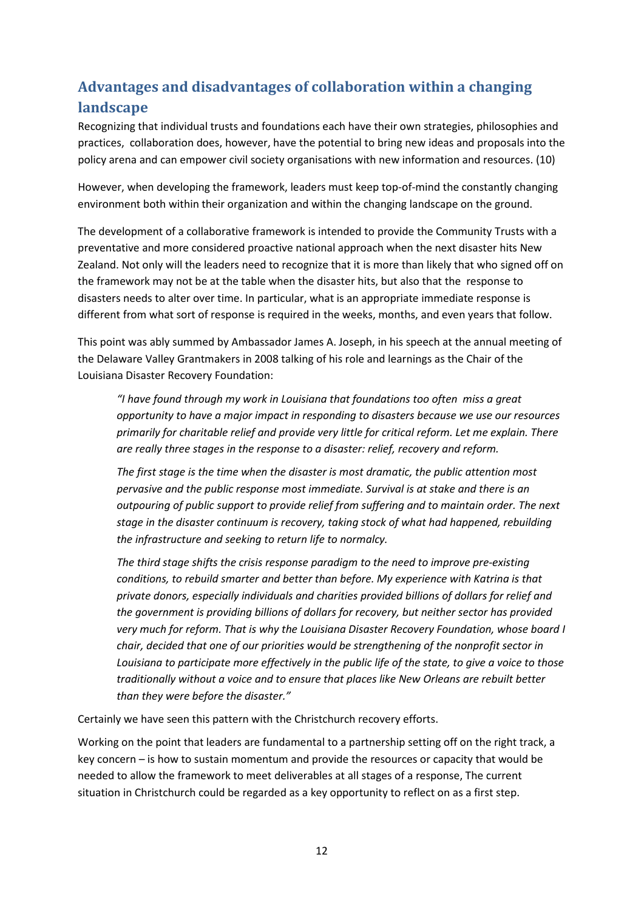## Advantages and disadvantages of collaboration within a changing landscape

Recognizing that individual trusts and foundations each have their own strategies, philosophies and practices, collaboration does, however, have the potential to bring new ideas and proposals into the policy arena and can empower civil society organisations with new information and resources. (10)

However, when developing the framework, leaders must keep top-of-mind the constantly changing environment both within their organization and within the changing landscape on the ground.

The development of a collaborative framework is intended to provide the Community Trusts with a preventative and more considered proactive national approach when the next disaster hits New Zealand. Not only will the leaders need to recognize that it is more than likely that who signed off on the framework may not be at the table when the disaster hits, but also that the response to disasters needs to alter over time. In particular, what is an appropriate immediate response is different from what sort of response is required in the weeks, months, and even years that follow.

This point was ably summed by Ambassador James A. Joseph, in his speech at the annual meeting of the Delaware Valley Grantmakers in 2008 talking of his role and learnings as the Chair of the Louisiana Disaster Recovery Foundation:

> *"I have found through my work in Louisiana that foundations too often miss a great opportunity to have a major impact in responding to disasters because we use our resources primarily for charitable relief and provide very little for critical reform. Let me explain. There are really three stages in the response to a disaster: relief, recovery and reform.*
>
> *The first stage is the time when the disaster is most dramatic, the public attention most pervasive and the public response most immediate. Survival is at stake and there is an outpouring of public support to provide relief from suffering and to maintain order. The next stage in the disaster continuum is recovery, taking stock of what had happened, rebuilding the infrastructure and seeking to return life to normalcy.*
>
> *The third stage shifts the crisis response paradigm to the need to improve pre-existing conditions, to rebuild smarter and better than before. My experience with Katrina is that private donors, especially individuals and charities provided billions of dollars for relief and the government is providing billions of dollars for recovery, but neither sector has provided very much for reform. That is why the Louisiana Disaster Recovery Foundation, whose board I chair, decided that one of our priorities would be strengthening of the nonprofit sector in Louisiana to participate more effectively in the public life of the state, to give a voice to those traditionally without a voice and to ensure that places like New Orleans are rebuilt better than they were before the disaster."*

Certainly we have seen this pattern with the Christchurch recovery efforts.

Working on the point that leaders are fundamental to a partnership setting off on the right track, a key concern – is how to sustain momentum and provide the resources or capacity that would be needed to allow the framework to meet deliverables at all stages of a response, The current situation in Christchurch could be regarded as a key opportunity to reflect on as a first step.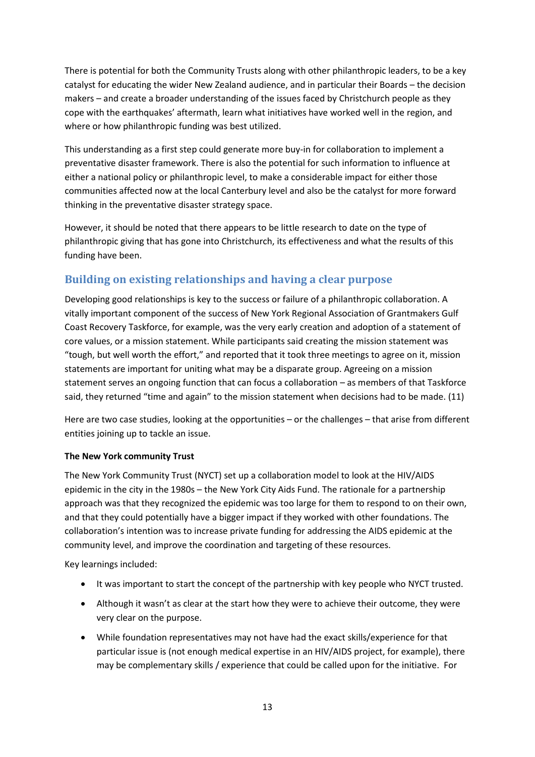There is potential for both the Community Trusts along with other philanthropic leaders, to be a key catalyst for educating the wider New Zealand audience, and in particular their Boards – the decision makers – and create a broader understanding of the issues faced by Christchurch people as they cope with the earthquakes' aftermath, learn what initiatives have worked well in the region, and where or how philanthropic funding was best utilized.

This understanding as a first step could generate more buy-in for collaboration to implement a preventative disaster framework. There is also the potential for such information to influence at either a national policy or philanthropic level, to make a considerable impact for either those communities affected now at the local Canterbury level and also be the catalyst for more forward thinking in the preventative disaster strategy space.

However, it should be noted that there appears to be little research to date on the type of philanthropic giving that has gone into Christchurch, its effectiveness and what the results of this funding have been.

## Building on existing relationships and having a clear purpose

Developing good relationships is key to the success or failure of a philanthropic collaboration. A vitally important component of the success of New York Regional Association of Grantmakers Gulf Coast Recovery Taskforce, for example, was the very early creation and adoption of a statement of core values, or a mission statement. While participants said creating the mission statement was "tough, but well worth the effort," and reported that it took three meetings to agree on it, mission statements are important for uniting what may be a disparate group. Agreeing on a mission statement serves an ongoing function that can focus a collaboration – as members of that Taskforce said, they returned "time and again" to the mission statement when decisions had to be made. (11)

Here are two case studies, looking at the opportunities – or the challenges – that arise from different entities joining up to tackle an issue.

**The New York community Trust**

The New York Community Trust (NYCT) set up a collaboration model to look at the HIV/AIDS epidemic in the city in the 1980s – the New York City Aids Fund. The rationale for a partnership approach was that they recognized the epidemic was too large for them to respond to on their own, and that they could potentially have a bigger impact if they worked with other foundations. The collaboration's intention was to increase private funding for addressing the AIDS epidemic at the community level, and improve the coordination and targeting of these resources.

Key learnings included:

- It was important to start the concept of the partnership with key people who NYCT trusted.
- Although it wasn't as clear at the start how they were to achieve their outcome, they were very clear on the purpose.
- While foundation representatives may not have had the exact skills/experience for that particular issue is (not enough medical expertise in an HIV/AIDS project, for example), there may be complementary skills / experience that could be called upon for the initiative. For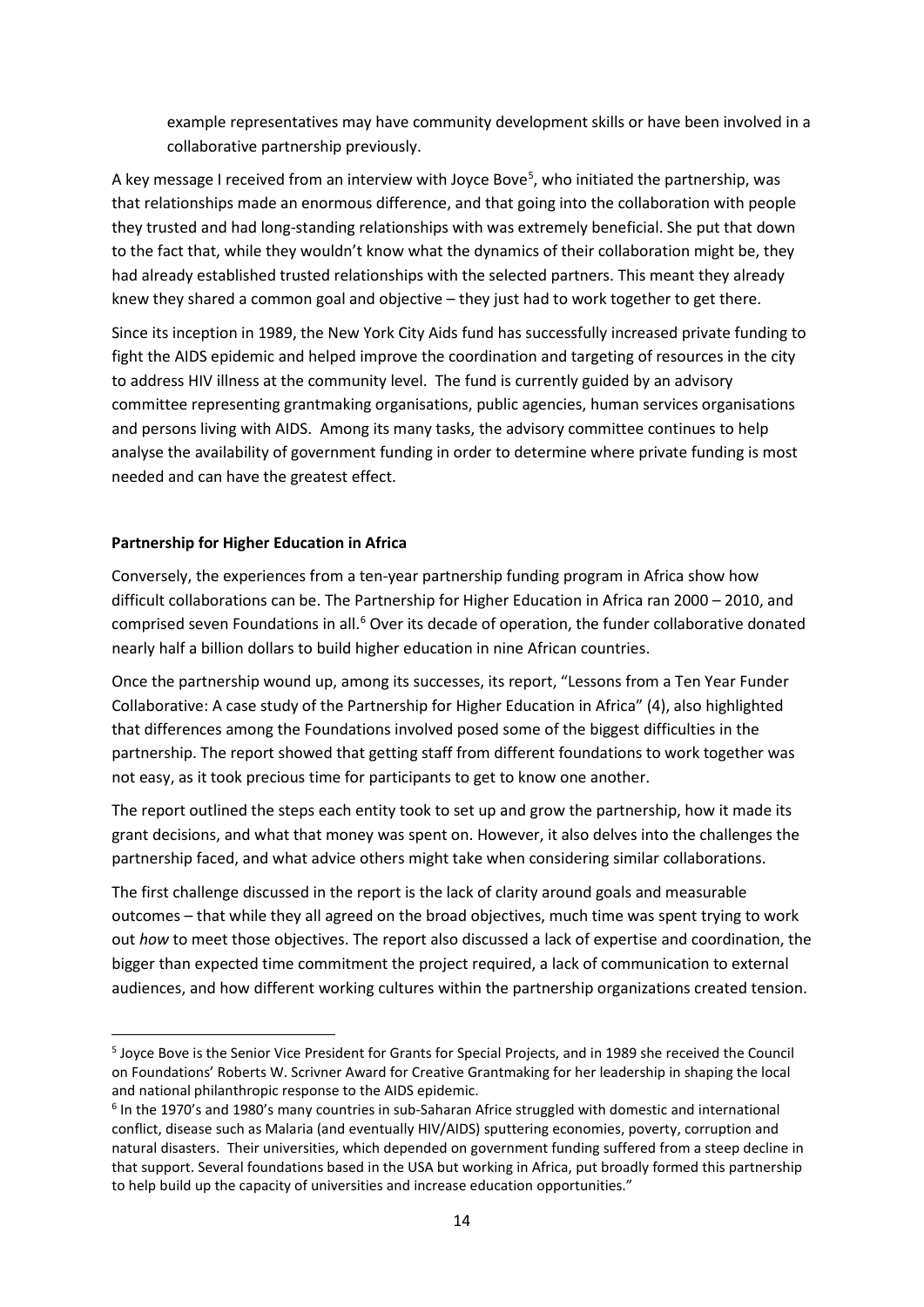example representatives may have community development skills or have been involved in a collaborative partnership previously.

A key message I received from an interview with Joyce Bove[5], who initiated the partnership, was that relationships made an enormous difference, and that going into the collaboration with people they trusted and had long-standing relationships with was extremely beneficial. She put that down to the fact that, while they wouldn't know what the dynamics of their collaboration might be, they had already established trusted relationships with the selected partners. This meant they already knew they shared a common goal and objective – they just had to work together to get there.

Since its inception in 1989, the New York City Aids fund has successfully increased private funding to fight the AIDS epidemic and helped improve the coordination and targeting of resources in the city to address HIV illness at the community level. The fund is currently guided by an advisory committee representing grantmaking organisations, public agencies, human services organisations and persons living with AIDS. Among its many tasks, the advisory committee continues to help analyse the availability of government funding in order to determine where private funding is most needed and can have the greatest effect.

**Partnership for Higher Education in Africa**

Conversely, the experiences from a ten-year partnership funding program in Africa show how difficult collaborations can be. The Partnership for Higher Education in Africa ran 2000 – 2010, and comprised seven Foundations in all.[6] Over its decade of operation, the funder collaborative donated nearly half a billion dollars to build higher education in nine African countries.

Once the partnership wound up, among its successes, its report, "Lessons from a Ten Year Funder Collaborative: A case study of the Partnership for Higher Education in Africa" (4), also highlighted that differences among the Foundations involved posed some of the biggest difficulties in the partnership. The report showed that getting staff from different foundations to work together was not easy, as it took precious time for participants to get to know one another.

The report outlined the steps each entity took to set up and grow the partnership, how it made its grant decisions, and what that money was spent on. However, it also delves into the challenges the partnership faced, and what advice others might take when considering similar collaborations.

The first challenge discussed in the report is the lack of clarity around goals and measurable outcomes – that while they all agreed on the broad objectives, much time was spent trying to work out *how* to meet those objectives. The report also discussed a lack of expertise and coordination, the bigger than expected time commitment the project required, a lack of communication to external audiences, and how different working cultures within the partnership organizations created tension.

---

[5] Joyce Bove is the Senior Vice President for Grants for Special Projects, and in 1989 she received the Council on Foundations' Roberts W. Scrivner Award for Creative Grantmaking for her leadership in shaping the local and national philanthropic response to the AIDS epidemic.

[6] In the 1970's and 1980's many countries in sub-Saharan Africe struggled with domestic and international conflict, disease such as Malaria (and eventually HIV/AIDS) sputtering economies, poverty, corruption and natural disasters. Their universities, which depended on government funding suffered from a steep decline in that support. Several foundations based in the USA but working in Africa, put broadly formed this partnership to help build up the capacity of universities and increase education opportunities."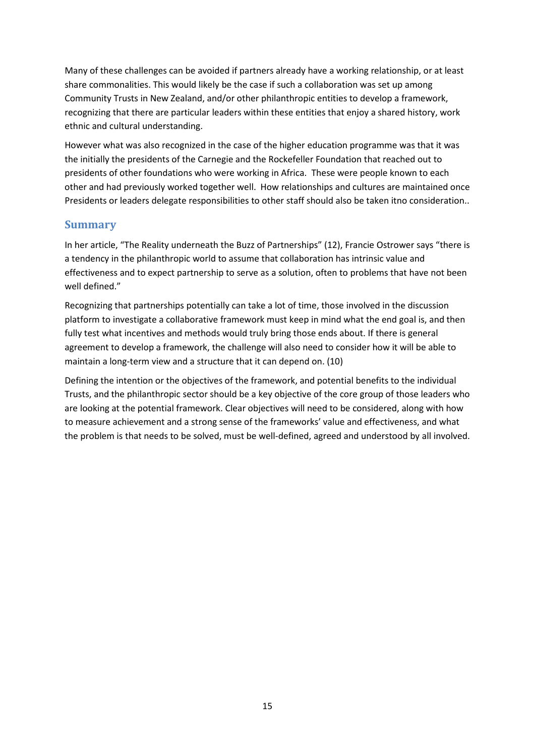Many of these challenges can be avoided if partners already have a working relationship, or at least share commonalities. This would likely be the case if such a collaboration was set up among Community Trusts in New Zealand, and/or other philanthropic entities to develop a framework, recognizing that there are particular leaders within these entities that enjoy a shared history, work ethnic and cultural understanding.

However what was also recognized in the case of the higher education programme was that it was the initially the presidents of the Carnegie and the Rockefeller Foundation that reached out to presidents of other foundations who were working in Africa. These were people known to each other and had previously worked together well. How relationships and cultures are maintained once Presidents or leaders delegate responsibilities to other staff should also be taken itno consideration..

## Summary

In her article, "The Reality underneath the Buzz of Partnerships" (12), Francie Ostrower says "there is a tendency in the philanthropic world to assume that collaboration has intrinsic value and effectiveness and to expect partnership to serve as a solution, often to problems that have not been well defined."

Recognizing that partnerships potentially can take a lot of time, those involved in the discussion platform to investigate a collaborative framework must keep in mind what the end goal is, and then fully test what incentives and methods would truly bring those ends about. If there is general agreement to develop a framework, the challenge will also need to consider how it will be able to maintain a long-term view and a structure that it can depend on. (10)

Defining the intention or the objectives of the framework, and potential benefits to the individual Trusts, and the philanthropic sector should be a key objective of the core group of those leaders who are looking at the potential framework. Clear objectives will need to be considered, along with how to measure achievement and a strong sense of the frameworks' value and effectiveness, and what the problem is that needs to be solved, must be well-defined, agreed and understood by all involved.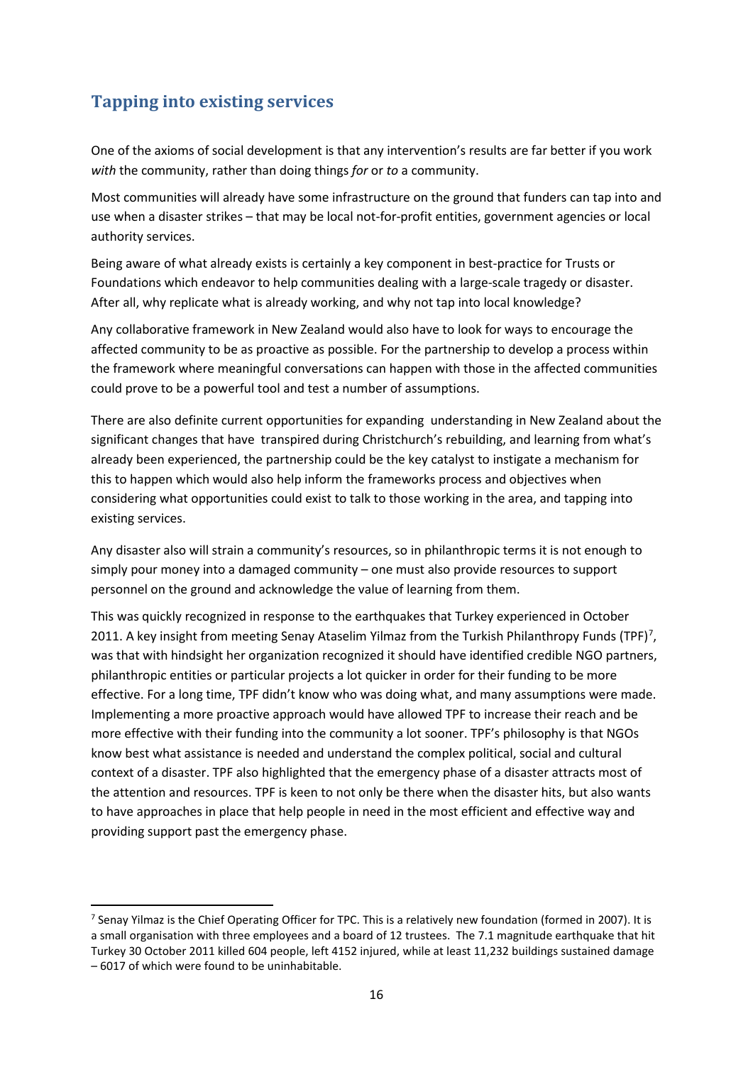## Tapping into existing services

One of the axioms of social development is that any intervention's results are far better if you work *with* the community, rather than doing things *for* or *to* a community.

Most communities will already have some infrastructure on the ground that funders can tap into and use when a disaster strikes – that may be local not-for-profit entities, government agencies or local authority services.

Being aware of what already exists is certainly a key component in best-practice for Trusts or Foundations which endeavor to help communities dealing with a large-scale tragedy or disaster. After all, why replicate what is already working, and why not tap into local knowledge?

Any collaborative framework in New Zealand would also have to look for ways to encourage the affected community to be as proactive as possible. For the partnership to develop a process within the framework where meaningful conversations can happen with those in the affected communities could prove to be a powerful tool and test a number of assumptions.

There are also definite current opportunities for expanding understanding in New Zealand about the significant changes that have transpired during Christchurch's rebuilding, and learning from what's already been experienced, the partnership could be the key catalyst to instigate a mechanism for this to happen which would also help inform the frameworks process and objectives when considering what opportunities could exist to talk to those working in the area, and tapping into existing services.

Any disaster also will strain a community's resources, so in philanthropic terms it is not enough to simply pour money into a damaged community – one must also provide resources to support personnel on the ground and acknowledge the value of learning from them.

This was quickly recognized in response to the earthquakes that Turkey experienced in October 2011. A key insight from meeting Senay Ataselim Yilmaz from the Turkish Philanthropy Funds (TPF)[7], was that with hindsight her organization recognized it should have identified credible NGO partners, philanthropic entities or particular projects a lot quicker in order for their funding to be more effective. For a long time, TPF didn't know who was doing what, and many assumptions were made. Implementing a more proactive approach would have allowed TPF to increase their reach and be more effective with their funding into the community a lot sooner. TPF's philosophy is that NGOs know best what assistance is needed and understand the complex political, social and cultural context of a disaster. TPF also highlighted that the emergency phase of a disaster attracts most of the attention and resources. TPF is keen to not only be there when the disaster hits, but also wants to have approaches in place that help people in need in the most efficient and effective way and providing support past the emergency phase.

---

[7] Senay Yilmaz is the Chief Operating Officer for TPC. This is a relatively new foundation (formed in 2007). It is a small organisation with three employees and a board of 12 trustees. The 7.1 magnitude earthquake that hit Turkey 30 October 2011 killed 604 people, left 4152 injured, while at least 11,232 buildings sustained damage – 6017 of which were found to be uninhabitable.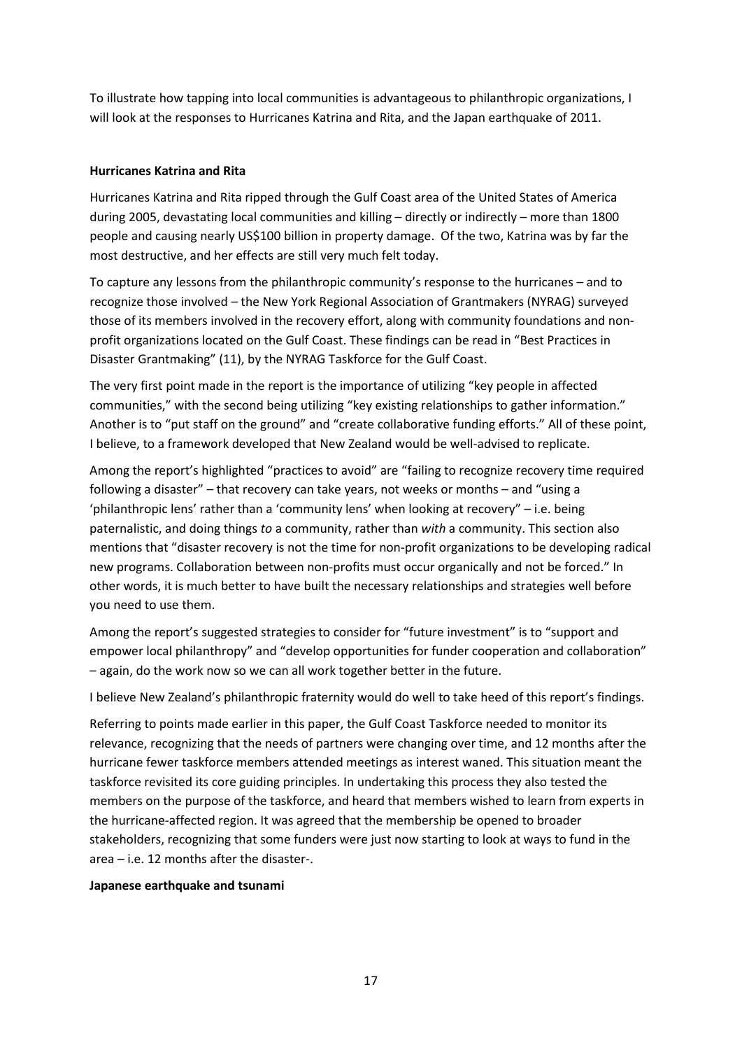To illustrate how tapping into local communities is advantageous to philanthropic organizations, I will look at the responses to Hurricanes Katrina and Rita, and the Japan earthquake of 2011.

**Hurricanes Katrina and Rita**

Hurricanes Katrina and Rita ripped through the Gulf Coast area of the United States of America during 2005, devastating local communities and killing – directly or indirectly – more than 1800 people and causing nearly US$100 billion in property damage. Of the two, Katrina was by far the most destructive, and her effects are still very much felt today.

To capture any lessons from the philanthropic community's response to the hurricanes – and to recognize those involved – the New York Regional Association of Grantmakers (NYRAG) surveyed those of its members involved in the recovery effort, along with community foundations and non-profit organizations located on the Gulf Coast. These findings can be read in "Best Practices in Disaster Grantmaking" (11), by the NYRAG Taskforce for the Gulf Coast.

The very first point made in the report is the importance of utilizing "key people in affected communities," with the second being utilizing "key existing relationships to gather information." Another is to "put staff on the ground" and "create collaborative funding efforts." All of these point, I believe, to a framework developed that New Zealand would be well-advised to replicate.

Among the report's highlighted "practices to avoid" are "failing to recognize recovery time required following a disaster" – that recovery can take years, not weeks or months – and "using a 'philanthropic lens' rather than a 'community lens' when looking at recovery" – i.e. being paternalistic, and doing things *to* a community, rather than *with* a community. This section also mentions that "disaster recovery is not the time for non-profit organizations to be developing radical new programs. Collaboration between non-profits must occur organically and not be forced." In other words, it is much better to have built the necessary relationships and strategies well before you need to use them.

Among the report's suggested strategies to consider for "future investment" is to "support and empower local philanthropy" and "develop opportunities for funder cooperation and collaboration" – again, do the work now so we can all work together better in the future.

I believe New Zealand's philanthropic fraternity would do well to take heed of this report's findings.

Referring to points made earlier in this paper, the Gulf Coast Taskforce needed to monitor its relevance, recognizing that the needs of partners were changing over time, and 12 months after the hurricane fewer taskforce members attended meetings as interest waned. This situation meant the taskforce revisited its core guiding principles. In undertaking this process they also tested the members on the purpose of the taskforce, and heard that members wished to learn from experts in the hurricane-affected region. It was agreed that the membership be opened to broader stakeholders, recognizing that some funders were just now starting to look at ways to fund in the area – i.e. 12 months after the disaster-.

**Japanese earthquake and tsunami**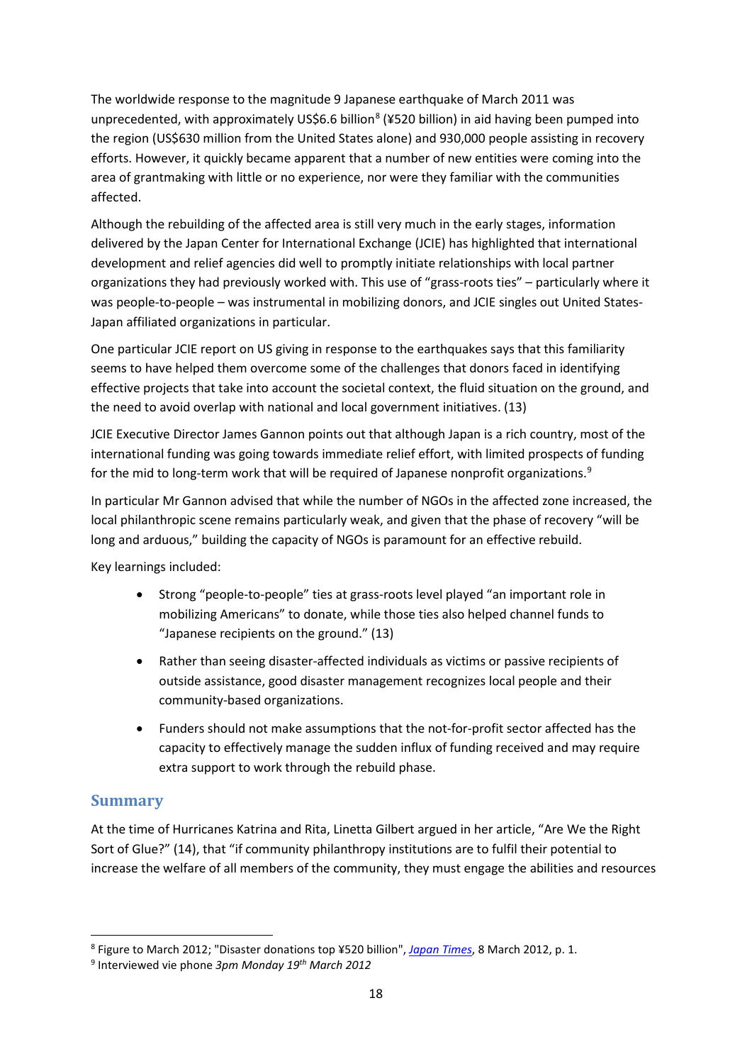The worldwide response to the magnitude 9 Japanese earthquake of March 2011 was unprecedented, with approximately US$6.6 billion[8] (¥520 billion) in aid having been pumped into the region (US$630 million from the United States alone) and 930,000 people assisting in recovery efforts. However, it quickly became apparent that a number of new entities were coming into the area of grantmaking with little or no experience, nor were they familiar with the communities affected.

Although the rebuilding of the affected area is still very much in the early stages, information delivered by the Japan Center for International Exchange (JCIE) has highlighted that international development and relief agencies did well to promptly initiate relationships with local partner organizations they had previously worked with. This use of "grass-roots ties" – particularly where it was people-to-people – was instrumental in mobilizing donors, and JCIE singles out United States-Japan affiliated organizations in particular.

One particular JCIE report on US giving in response to the earthquakes says that this familiarity seems to have helped them overcome some of the challenges that donors faced in identifying effective projects that take into account the societal context, the fluid situation on the ground, and the need to avoid overlap with national and local government initiatives. (13)

JCIE Executive Director James Gannon points out that although Japan is a rich country, most of the international funding was going towards immediate relief effort, with limited prospects of funding for the mid to long-term work that will be required of Japanese nonprofit organizations.[9]

In particular Mr Gannon advised that while the number of NGOs in the affected zone increased, the local philanthropic scene remains particularly weak, and given that the phase of recovery "will be long and arduous," building the capacity of NGOs is paramount for an effective rebuild.

Key learnings included:

- Strong "people-to-people" ties at grass-roots level played "an important role in mobilizing Americans" to donate, while those ties also helped channel funds to "Japanese recipients on the ground." (13)
- Rather than seeing disaster-affected individuals as victims or passive recipients of outside assistance, good disaster management recognizes local people and their community-based organizations.
- Funders should not make assumptions that the not-for-profit sector affected has the capacity to effectively manage the sudden influx of funding received and may require extra support to work through the rebuild phase.

## Summary

At the time of Hurricanes Katrina and Rita, Linetta Gilbert argued in her article, "Are We the Right Sort of Glue?" (14), that "if community philanthropy institutions are to fulfil their potential to increase the welfare of all members of the community, they must engage the abilities and resources

---

[8] Figure to March 2012; "Disaster donations top ¥520 billion", *Japan Times*, 8 March 2012, p. 1.

[9] Interviewed vie phone *3pm Monday 19th March 2012*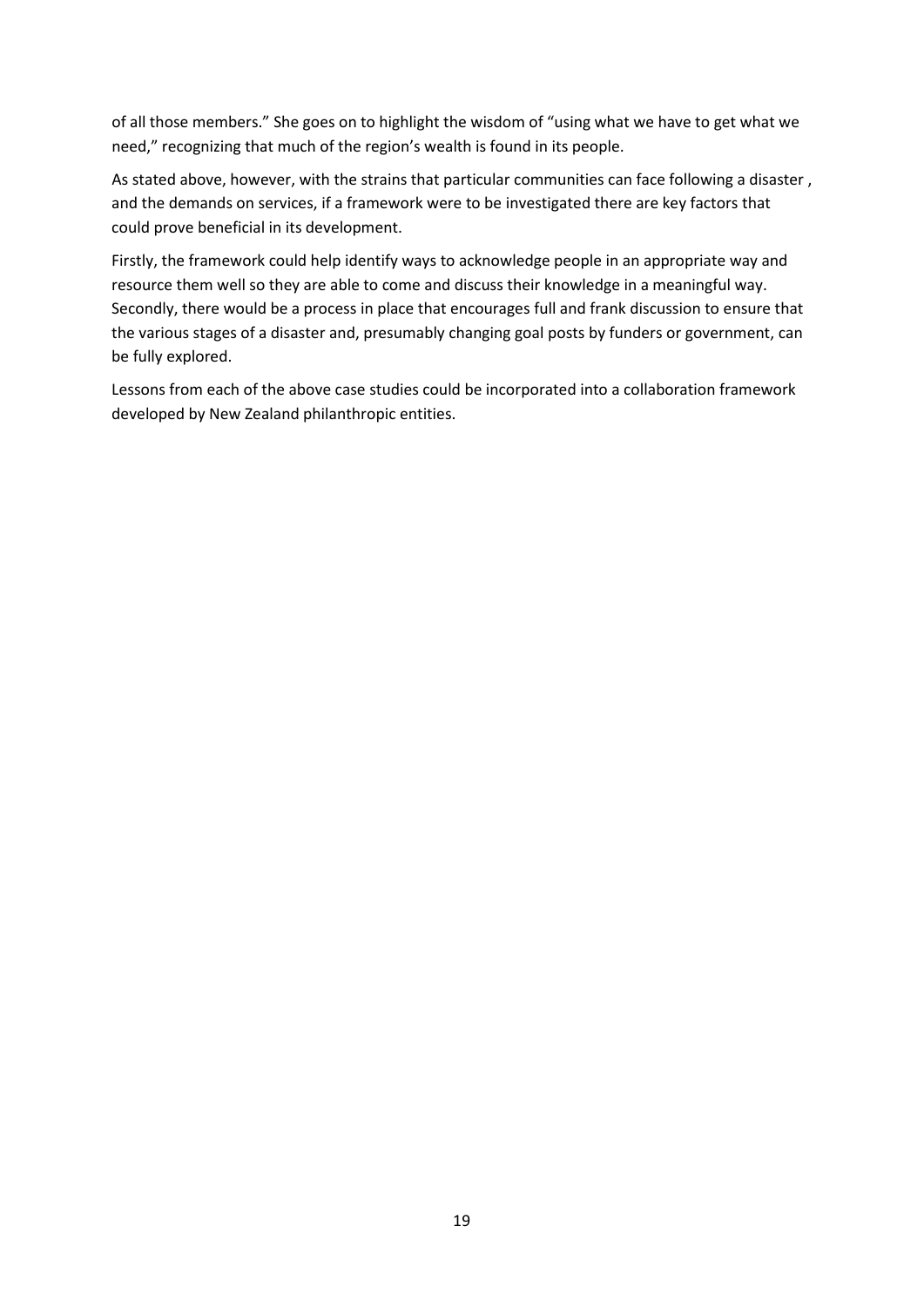of all those members." She goes on to highlight the wisdom of "using what we have to get what we need," recognizing that much of the region's wealth is found in its people.

As stated above, however, with the strains that particular communities can face following a disaster , and the demands on services, if a framework were to be investigated there are key factors that could prove beneficial in its development.

Firstly, the framework could help identify ways to acknowledge people in an appropriate way and resource them well so they are able to come and discuss their knowledge in a meaningful way. Secondly, there would be a process in place that encourages full and frank discussion to ensure that the various stages of a disaster and, presumably changing goal posts by funders or government, can be fully explored.

Lessons from each of the above case studies could be incorporated into a collaboration framework developed by New Zealand philanthropic entities.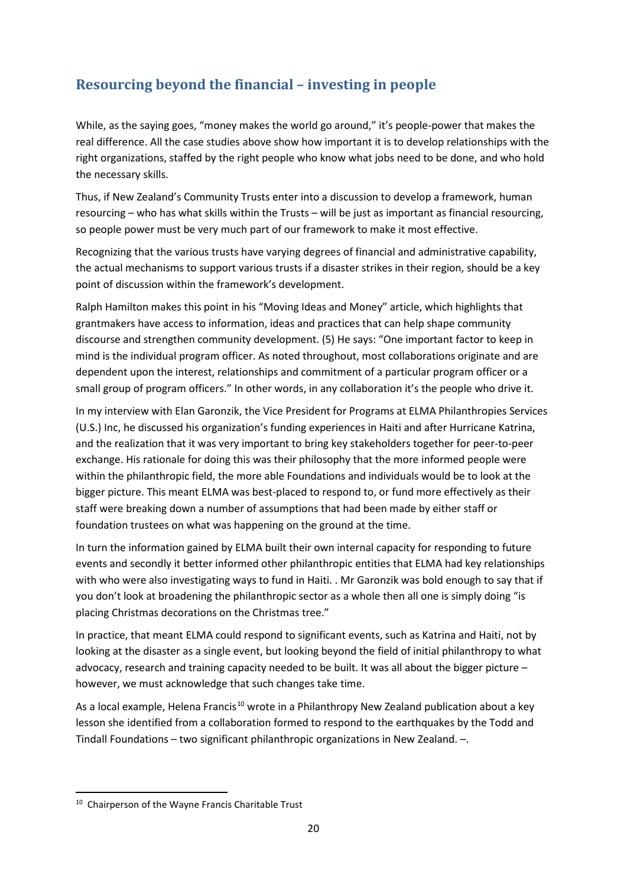## Resourcing beyond the financial – investing in people

While, as the saying goes, "money makes the world go around," it's people-power that makes the real difference. All the case studies above show how important it is to develop relationships with the right organizations, staffed by the right people who know what jobs need to be done, and who hold the necessary skills.

Thus, if New Zealand's Community Trusts enter into a discussion to develop a framework, human resourcing – who has what skills within the Trusts – will be just as important as financial resourcing, so people power must be very much part of our framework to make it most effective.

Recognizing that the various trusts have varying degrees of financial and administrative capability, the actual mechanisms to support various trusts if a disaster strikes in their region, should be a key point of discussion within the framework's development.

Ralph Hamilton makes this point in his "Moving Ideas and Money" article, which highlights that grantmakers have access to information, ideas and practices that can help shape community discourse and strengthen community development. (5) He says: "One important factor to keep in mind is the individual program officer. As noted throughout, most collaborations originate and are dependent upon the interest, relationships and commitment of a particular program officer or a small group of program officers." In other words, in any collaboration it's the people who drive it.

In my interview with Elan Garonzik, the Vice President for Programs at ELMA Philanthropies Services (U.S.) Inc, he discussed his organization's funding experiences in Haiti and after Hurricane Katrina, and the realization that it was very important to bring key stakeholders together for peer-to-peer exchange. His rationale for doing this was their philosophy that the more informed people were within the philanthropic field, the more able Foundations and individuals would be to look at the bigger picture. This meant ELMA was best-placed to respond to, or fund more effectively as their staff were breaking down a number of assumptions that had been made by either staff or foundation trustees on what was happening on the ground at the time.

In turn the information gained by ELMA built their own internal capacity for responding to future events and secondly it better informed other philanthropic entities that ELMA had key relationships with who were also investigating ways to fund in Haiti. . Mr Garonzik was bold enough to say that if you don't look at broadening the philanthropic sector as a whole then all one is simply doing "is placing Christmas decorations on the Christmas tree."

In practice, that meant ELMA could respond to significant events, such as Katrina and Haiti, not by looking at the disaster as a single event, but looking beyond the field of initial philanthropy to what advocacy, research and training capacity needed to be built. It was all about the bigger picture – however, we must acknowledge that such changes take time.

As a local example, Helena Francis[10] wrote in a Philanthropy New Zealand publication about a key lesson she identified from a collaboration formed to respond to the earthquakes by the Todd and Tindall Foundations – two significant philanthropic organizations in New Zealand. –.

[10] Chairperson of the Wayne Francis Charitable Trust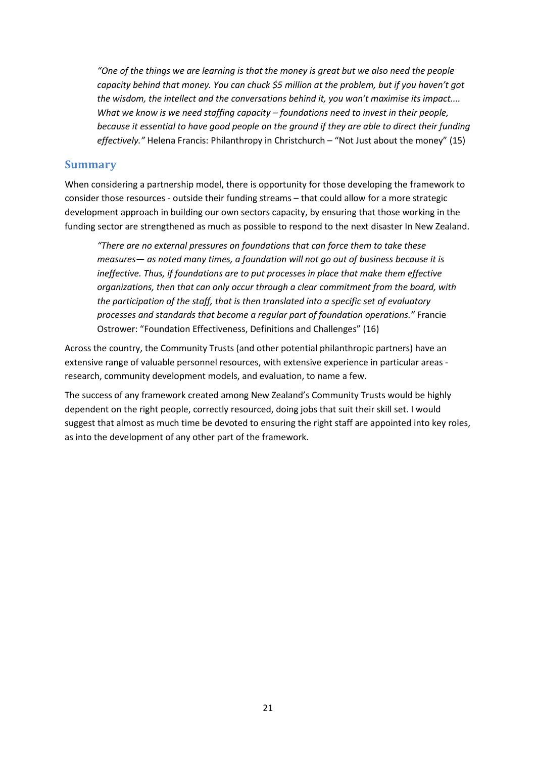> *"One of the things we are learning is that the money is great but we also need the people capacity behind that money. You can chuck $5 million at the problem, but if you haven't got the wisdom, the intellect and the conversations behind it, you won't maximise its impact.... What we know is we need staffing capacity – foundations need to invest in their people, because it essential to have good people on the ground if they are able to direct their funding effectively."* Helena Francis: Philanthropy in Christchurch – "Not Just about the money" (15)

## Summary

When considering a partnership model, there is opportunity for those developing the framework to consider those resources - outside their funding streams – that could allow for a more strategic development approach in building our own sectors capacity, by ensuring that those working in the funding sector are strengthened as much as possible to respond to the next disaster In New Zealand.

> *"There are no external pressures on foundations that can force them to take these measures— as noted many times, a foundation will not go out of business because it is ineffective. Thus, if foundations are to put processes in place that make them effective organizations, then that can only occur through a clear commitment from the board, with the participation of the staff, that is then translated into a specific set of evaluatory processes and standards that become a regular part of foundation operations."* Francie Ostrower: "Foundation Effectiveness, Definitions and Challenges" (16)

Across the country, the Community Trusts (and other potential philanthropic partners) have an extensive range of valuable personnel resources, with extensive experience in particular areas - research, community development models, and evaluation, to name a few.

The success of any framework created among New Zealand's Community Trusts would be highly dependent on the right people, correctly resourced, doing jobs that suit their skill set. I would suggest that almost as much time be devoted to ensuring the right staff are appointed into key roles, as into the development of any other part of the framework.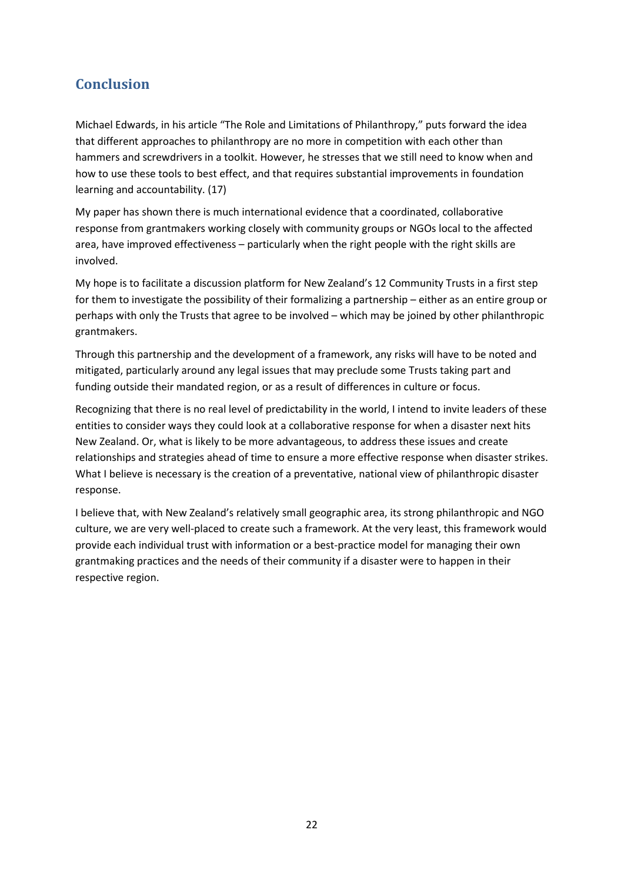## Conclusion

Michael Edwards, in his article "The Role and Limitations of Philanthropy," puts forward the idea that different approaches to philanthropy are no more in competition with each other than hammers and screwdrivers in a toolkit. However, he stresses that we still need to know when and how to use these tools to best effect, and that requires substantial improvements in foundation learning and accountability. (17)

My paper has shown there is much international evidence that a coordinated, collaborative response from grantmakers working closely with community groups or NGOs local to the affected area, have improved effectiveness – particularly when the right people with the right skills are involved.

My hope is to facilitate a discussion platform for New Zealand's 12 Community Trusts in a first step for them to investigate the possibility of their formalizing a partnership – either as an entire group or perhaps with only the Trusts that agree to be involved – which may be joined by other philanthropic grantmakers.

Through this partnership and the development of a framework, any risks will have to be noted and mitigated, particularly around any legal issues that may preclude some Trusts taking part and funding outside their mandated region, or as a result of differences in culture or focus.

Recognizing that there is no real level of predictability in the world, I intend to invite leaders of these entities to consider ways they could look at a collaborative response for when a disaster next hits New Zealand. Or, what is likely to be more advantageous, to address these issues and create relationships and strategies ahead of time to ensure a more effective response when disaster strikes. What I believe is necessary is the creation of a preventative, national view of philanthropic disaster response.

I believe that, with New Zealand's relatively small geographic area, its strong philanthropic and NGO culture, we are very well-placed to create such a framework. At the very least, this framework would provide each individual trust with information or a best-practice model for managing their own grantmaking practices and the needs of their community if a disaster were to happen in their respective region.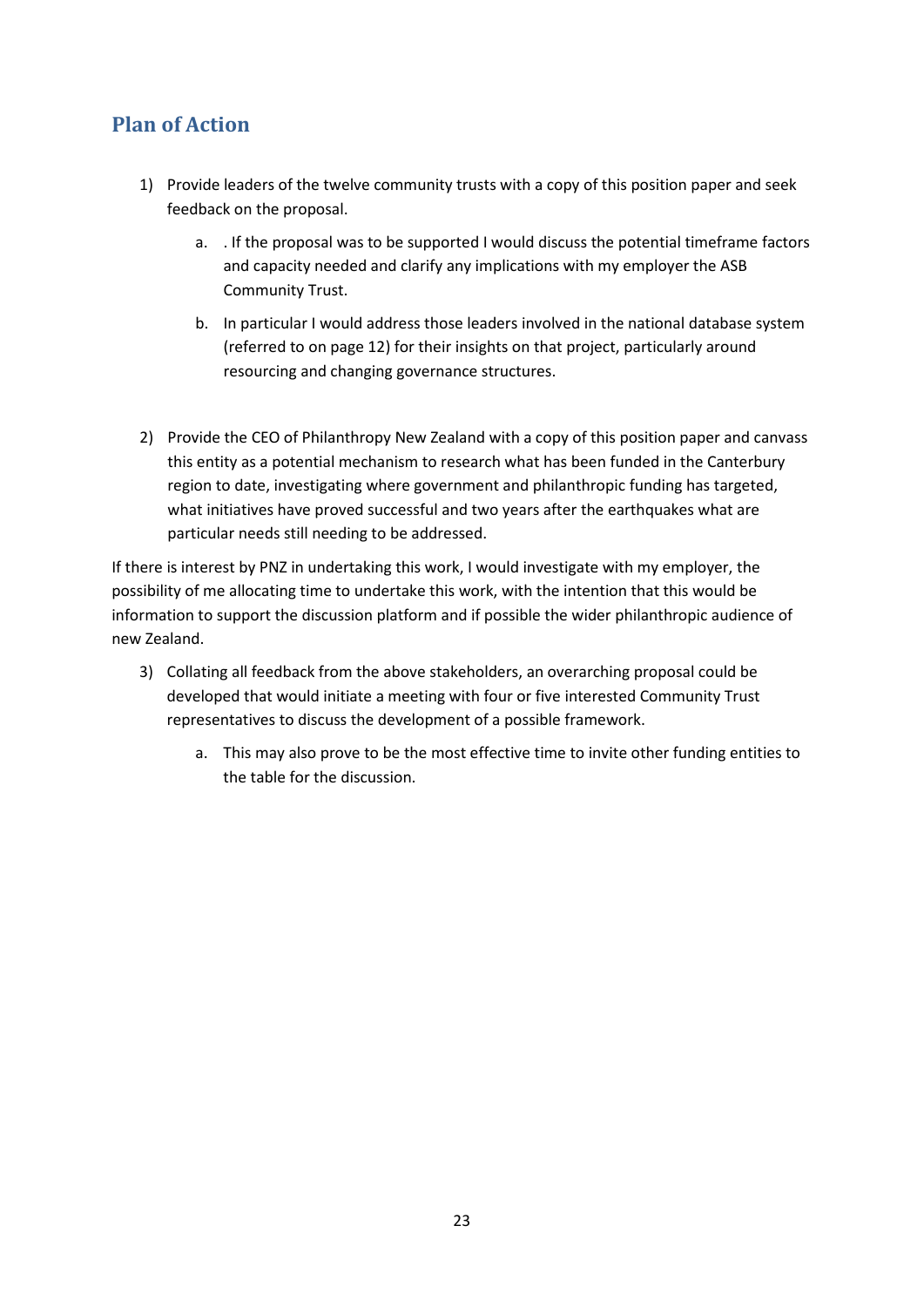## Plan of Action

1) Provide leaders of the twelve community trusts with a copy of this position paper and seek feedback on the proposal.

    a. . If the proposal was to be supported I would discuss the potential timeframe factors and capacity needed and clarify any implications with my employer the ASB Community Trust.

    b. In particular I would address those leaders involved in the national database system (referred to on page 12) for their insights on that project, particularly around resourcing and changing governance structures.

2) Provide the CEO of Philanthropy New Zealand with a copy of this position paper and canvass this entity as a potential mechanism to research what has been funded in the Canterbury region to date, investigating where government and philanthropic funding has targeted, what initiatives have proved successful and two years after the earthquakes what are particular needs still needing to be addressed.

If there is interest by PNZ in undertaking this work, I would investigate with my employer, the possibility of me allocating time to undertake this work, with the intention that this would be information to support the discussion platform and if possible the wider philanthropic audience of new Zealand.

3) Collating all feedback from the above stakeholders, an overarching proposal could be developed that would initiate a meeting with four or five interested Community Trust representatives to discuss the development of a possible framework.

    a. This may also prove to be the most effective time to invite other funding entities to the table for the discussion.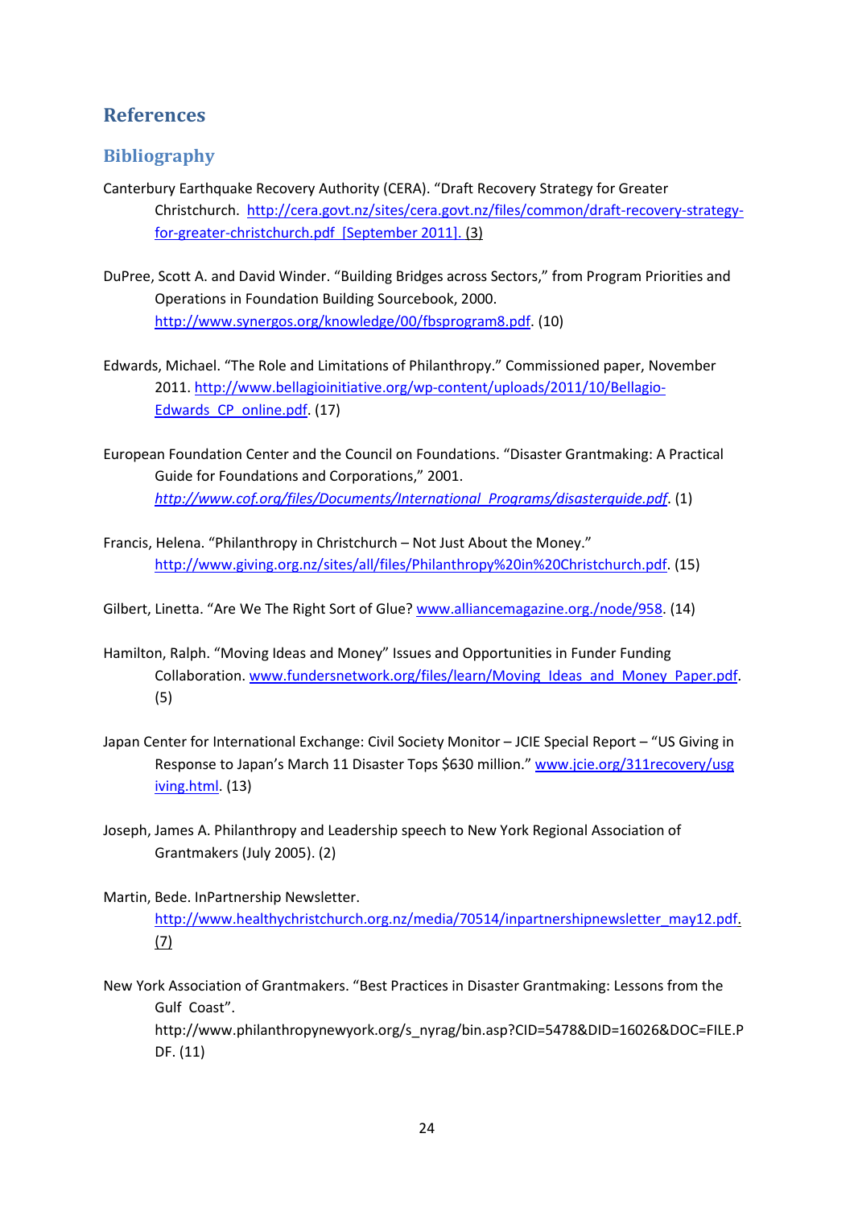# References

## Bibliography

Canterbury Earthquake Recovery Authority (CERA). "Draft Recovery Strategy for Greater Christchurch. http://cera.govt.nz/sites/cera.govt.nz/files/common/draft-recovery-strategy-for-greater-christchurch.pdf [September 2011]. (3)

DuPree, Scott A. and David Winder. "Building Bridges across Sectors," from Program Priorities and Operations in Foundation Building Sourcebook, 2000. http://www.synergos.org/knowledge/00/fbsprogram8.pdf. (10)

Edwards, Michael. "The Role and Limitations of Philanthropy." Commissioned paper, November 2011. http://www.bellagioinitiative.org/wp-content/uploads/2011/10/Bellagio-Edwards_CP_online.pdf. (17)

European Foundation Center and the Council on Foundations. "Disaster Grantmaking: A Practical Guide for Foundations and Corporations," 2001. *http://www.cof.org/files/Documents/International_Programs/disasterguide.pdf*. (1)

Francis, Helena. "Philanthropy in Christchurch – Not Just About the Money." http://www.giving.org.nz/sites/all/files/Philanthropy%20in%20Christchurch.pdf. (15)

Gilbert, Linetta. "Are We The Right Sort of Glue? www.alliancemagazine.org./node/958. (14)

Hamilton, Ralph. "Moving Ideas and Money" Issues and Opportunities in Funder Funding Collaboration. www.fundersnetwork.org/files/learn/Moving_Ideas_and_Money_Paper.pdf. (5)

Japan Center for International Exchange: Civil Society Monitor – JCIE Special Report – "US Giving in Response to Japan's March 11 Disaster Tops $630 million." www.jcie.org/311recovery/usgiving.html. (13)

Joseph, James A. Philanthropy and Leadership speech to New York Regional Association of Grantmakers (July 2005). (2)

Martin, Bede. InPartnership Newsletter. http://www.healthychristchurch.org.nz/media/70514/inpartnershipnewsletter_may12.pdf. (7)

New York Association of Grantmakers. "Best Practices in Disaster Grantmaking: Lessons from the Gulf Coast". http://www.philanthropynewyork.org/s_nyrag/bin.asp?CID=5478&DID=16026&DOC=FILE.PDF. (11)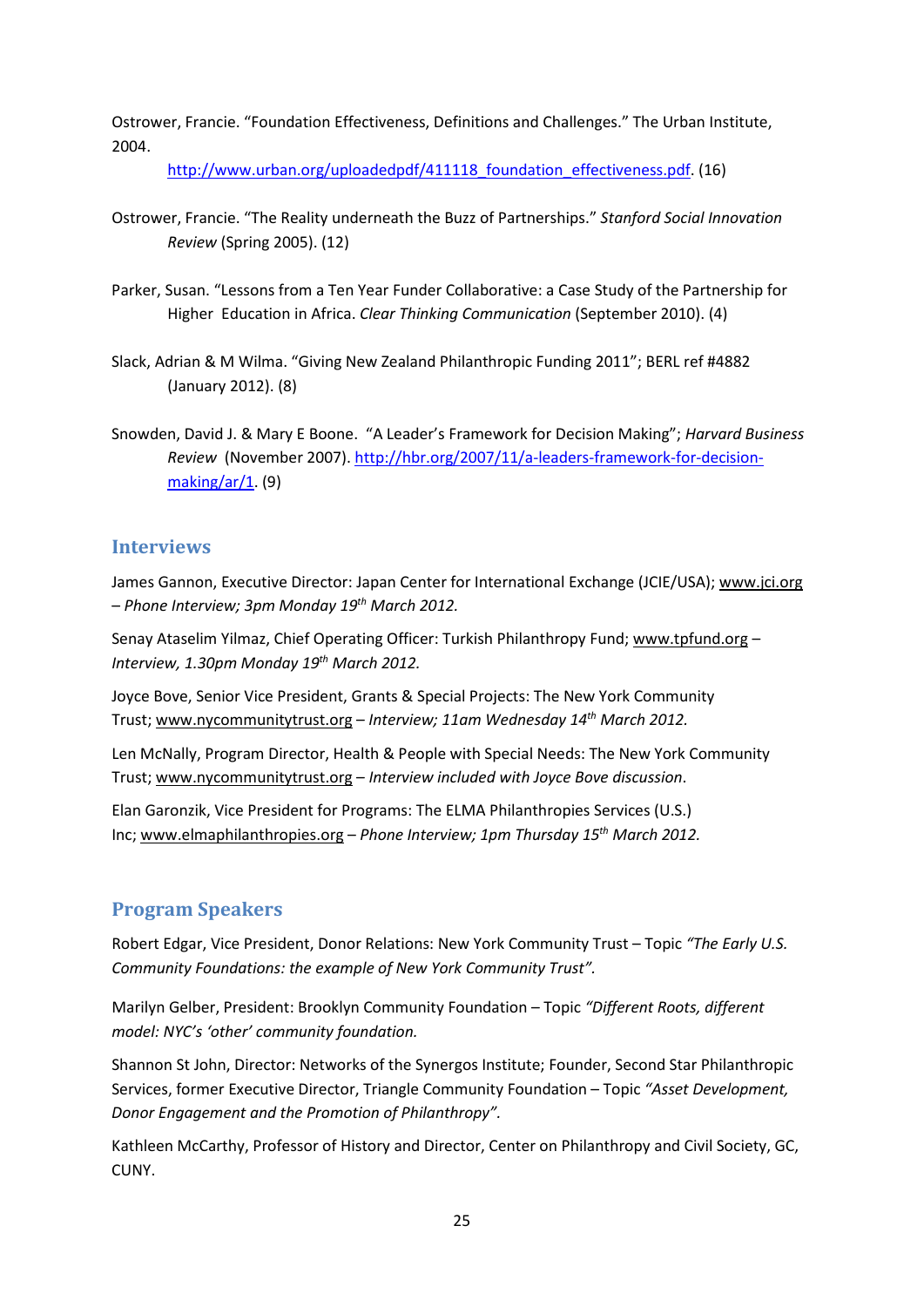Ostrower, Francie. "Foundation Effectiveness, Definitions and Challenges." The Urban Institute, 2004. http://www.urban.org/uploadedpdf/411118_foundation_effectiveness.pdf. (16)

Ostrower, Francie. "The Reality underneath the Buzz of Partnerships." *Stanford Social Innovation Review* (Spring 2005). (12)

Parker, Susan. "Lessons from a Ten Year Funder Collaborative: a Case Study of the Partnership for Higher Education in Africa. *Clear Thinking Communication* (September 2010). (4)

Slack, Adrian & M Wilma. "Giving New Zealand Philanthropic Funding 2011"; BERL ref #4882 (January 2012). (8)

Snowden, David J. & Mary E Boone. "A Leader's Framework for Decision Making"; *Harvard Business Review* (November 2007). http://hbr.org/2007/11/a-leaders-framework-for-decision-making/ar/1. (9)

## Interviews

James Gannon, Executive Director: Japan Center for International Exchange (JCIE/USA); www.jci.org – *Phone Interview; 3pm Monday 19th March 2012.*

Senay Ataselim Yilmaz, Chief Operating Officer: Turkish Philanthropy Fund; www.tpfund.org – *Interview, 1.30pm Monday 19th March 2012.*

Joyce Bove, Senior Vice President, Grants & Special Projects: The New York Community Trust; www.nycommunitytrust.org – *Interview; 11am Wednesday 14th March 2012.*

Len McNally, Program Director, Health & People with Special Needs: The New York Community Trust; www.nycommunitytrust.org – *Interview included with Joyce Bove discussion*.

Elan Garonzik, Vice President for Programs: The ELMA Philanthropies Services (U.S.) Inc; www.elmaphilanthropies.org – *Phone Interview; 1pm Thursday 15th March 2012.*

## Program Speakers

Robert Edgar, Vice President, Donor Relations: New York Community Trust – Topic *"The Early U.S. Community Foundations: the example of New York Community Trust".*

Marilyn Gelber, President: Brooklyn Community Foundation – Topic *"Different Roots, different model: NYC's 'other' community foundation.*

Shannon St John, Director: Networks of the Synergos Institute; Founder, Second Star Philanthropic Services, former Executive Director, Triangle Community Foundation – Topic *"Asset Development, Donor Engagement and the Promotion of Philanthropy".*

Kathleen McCarthy, Professor of History and Director, Center on Philanthropy and Civil Society, GC, CUNY.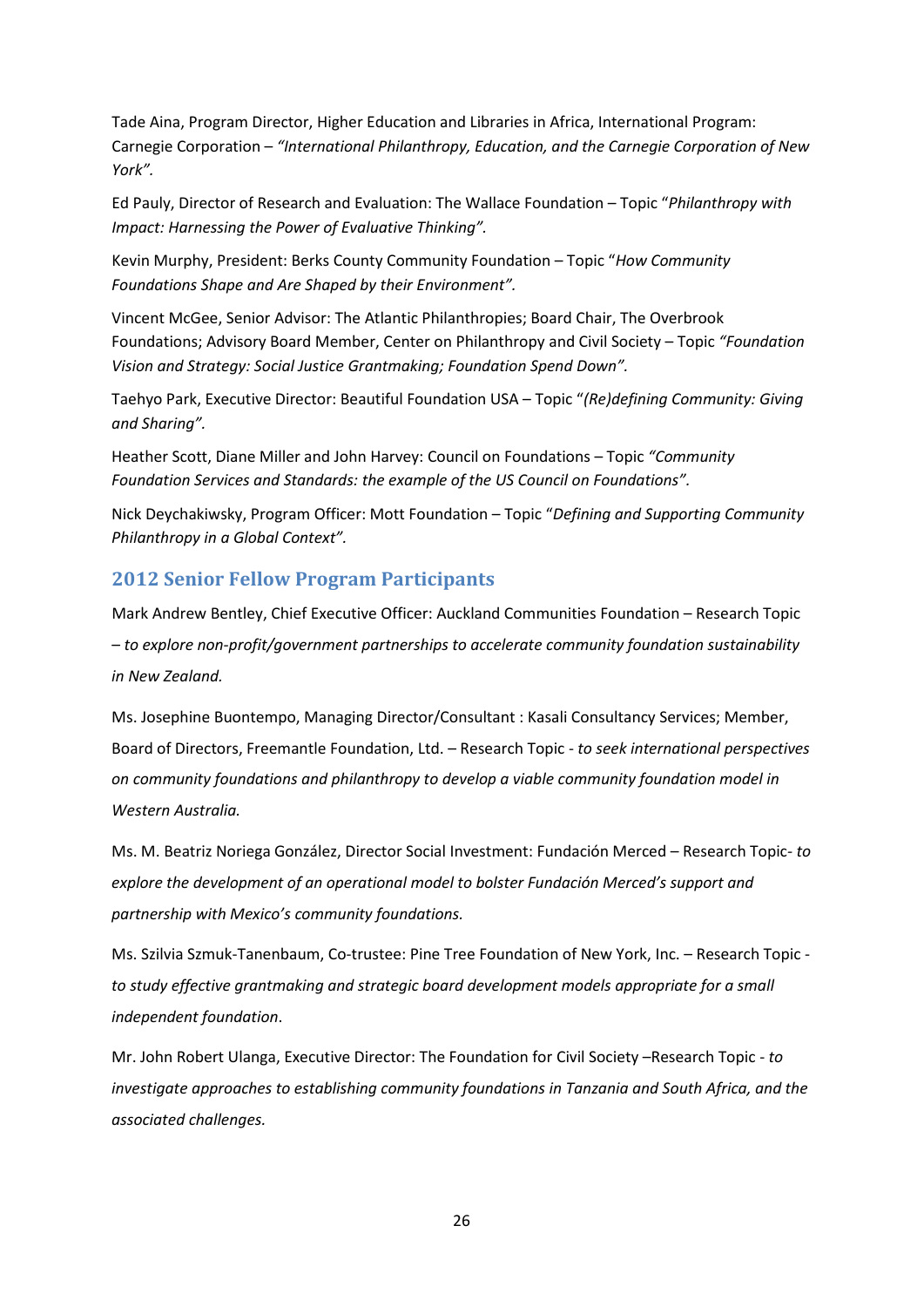Tade Aina, Program Director, Higher Education and Libraries in Africa, International Program: Carnegie Corporation – *"International Philanthropy, Education, and the Carnegie Corporation of New York".*

Ed Pauly, Director of Research and Evaluation: The Wallace Foundation – Topic "*Philanthropy with Impact: Harnessing the Power of Evaluative Thinking"*.

Kevin Murphy, President: Berks County Community Foundation – Topic "*How Community Foundations Shape and Are Shaped by their Environment"*.

Vincent McGee, Senior Advisor: The Atlantic Philanthropies; Board Chair, The Overbrook Foundations; Advisory Board Member, Center on Philanthropy and Civil Society – Topic *"Foundation Vision and Strategy: Social Justice Grantmaking; Foundation Spend Down".*

Taehyo Park, Executive Director: Beautiful Foundation USA – Topic "*(Re)defining Community: Giving and Sharing"*.

Heather Scott, Diane Miller and John Harvey: Council on Foundations – Topic *"Community Foundation Services and Standards: the example of the US Council on Foundations"*.

Nick Deychakiwsky, Program Officer: Mott Foundation – Topic "*Defining and Supporting Community Philanthropy in a Global Context"*.

## 2012 Senior Fellow Program Participants

Mark Andrew Bentley, Chief Executive Officer: Auckland Communities Foundation – Research Topic – *to explore non-profit/government partnerships to accelerate community foundation sustainability in New Zealand.*

Ms. Josephine Buontempo, Managing Director/Consultant : Kasali Consultancy Services; Member, Board of Directors, Freemantle Foundation, Ltd. – Research Topic - *to seek international perspectives on community foundations and philanthropy to develop a viable community foundation model in Western Australia.*

Ms. M. Beatriz Noriega González, Director Social Investment: Fundación Merced – Research Topic- *to explore the development of an operational model to bolster Fundación Merced's support and partnership with Mexico's community foundations.*

Ms. Szilvia Szmuk-Tanenbaum, Co-trustee: Pine Tree Foundation of New York, Inc. – Research Topic - *to study effective grantmaking and strategic board development models appropriate for a small independent foundation*.

Mr. John Robert Ulanga, Executive Director: The Foundation for Civil Society –Research Topic - *to investigate approaches to establishing community foundations in Tanzania and South Africa, and the associated challenges.*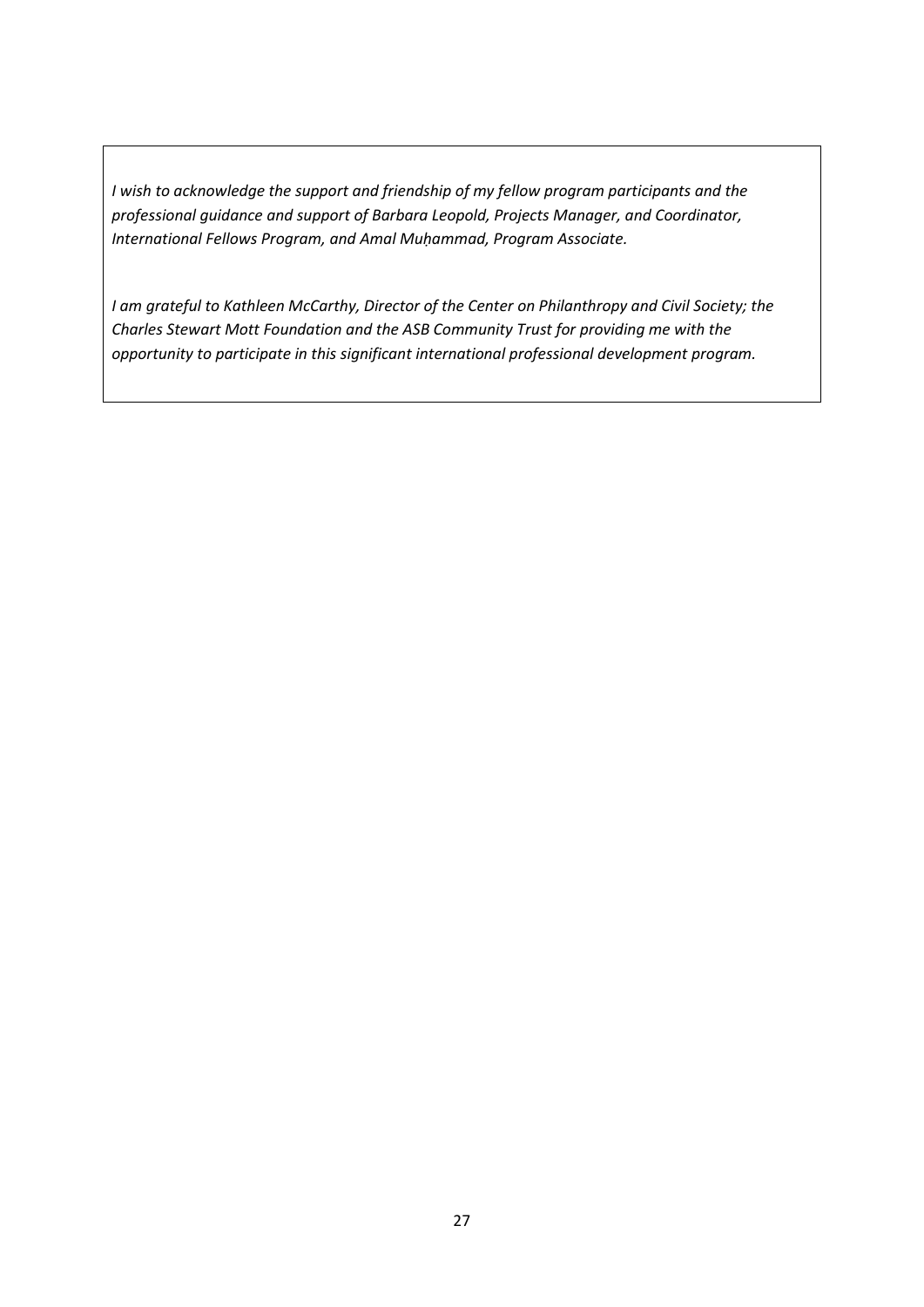*I wish to acknowledge the support and friendship of my fellow program participants and the professional guidance and support of Barbara Leopold, Projects Manager, and Coordinator, International Fellows Program, and Amal Muḥammad, Program Associate.*

*I am grateful to Kathleen McCarthy, Director of the Center on Philanthropy and Civil Society; the Charles Stewart Mott Foundation and the ASB Community Trust for providing me with the opportunity to participate in this significant international professional development program.*